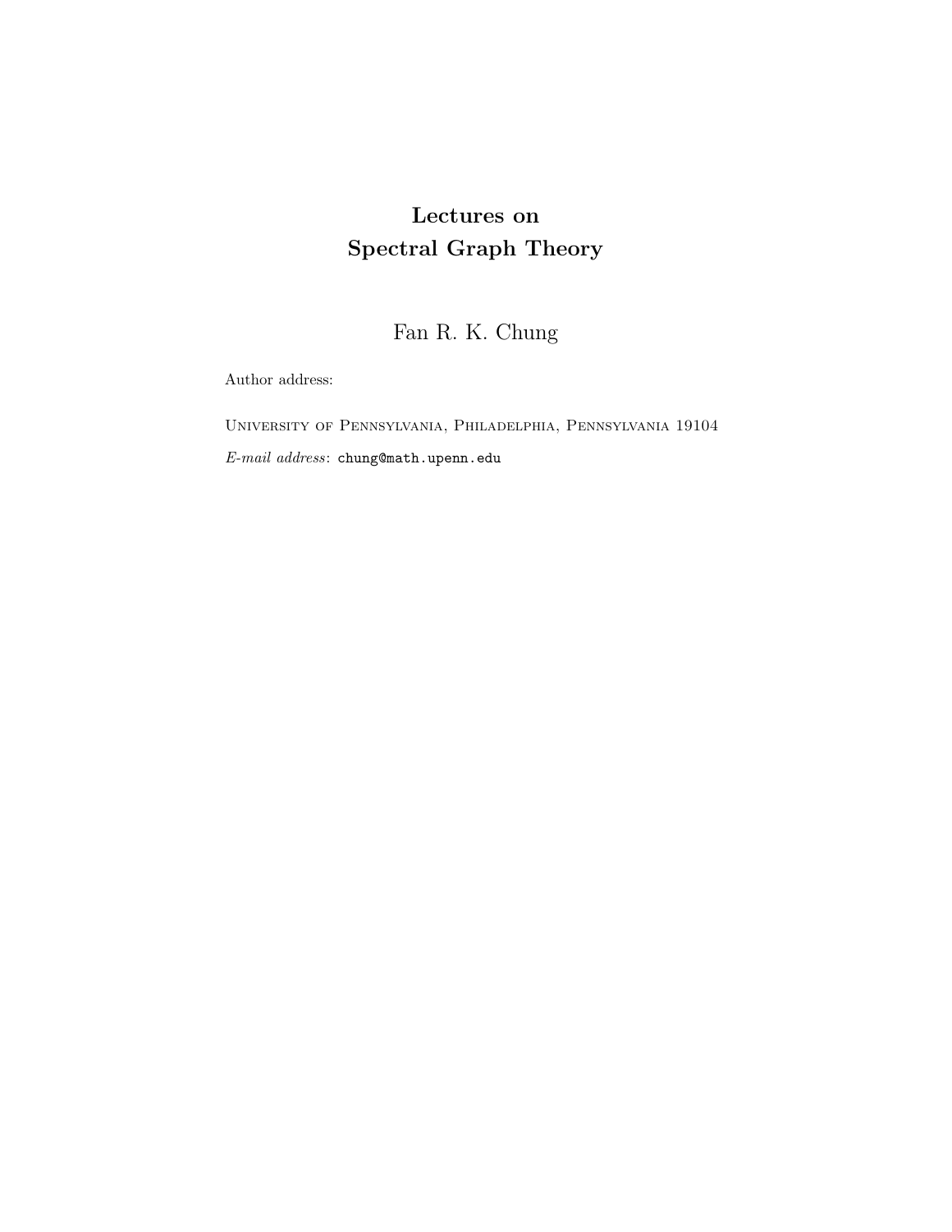# Lectures on Spectral Graph Theory

Fan R. K. Chung

Author address:

University of Pennsylvania, Philadelphia, Pennsylvania 19104

*E-mail address*: chung@math.upenn.edu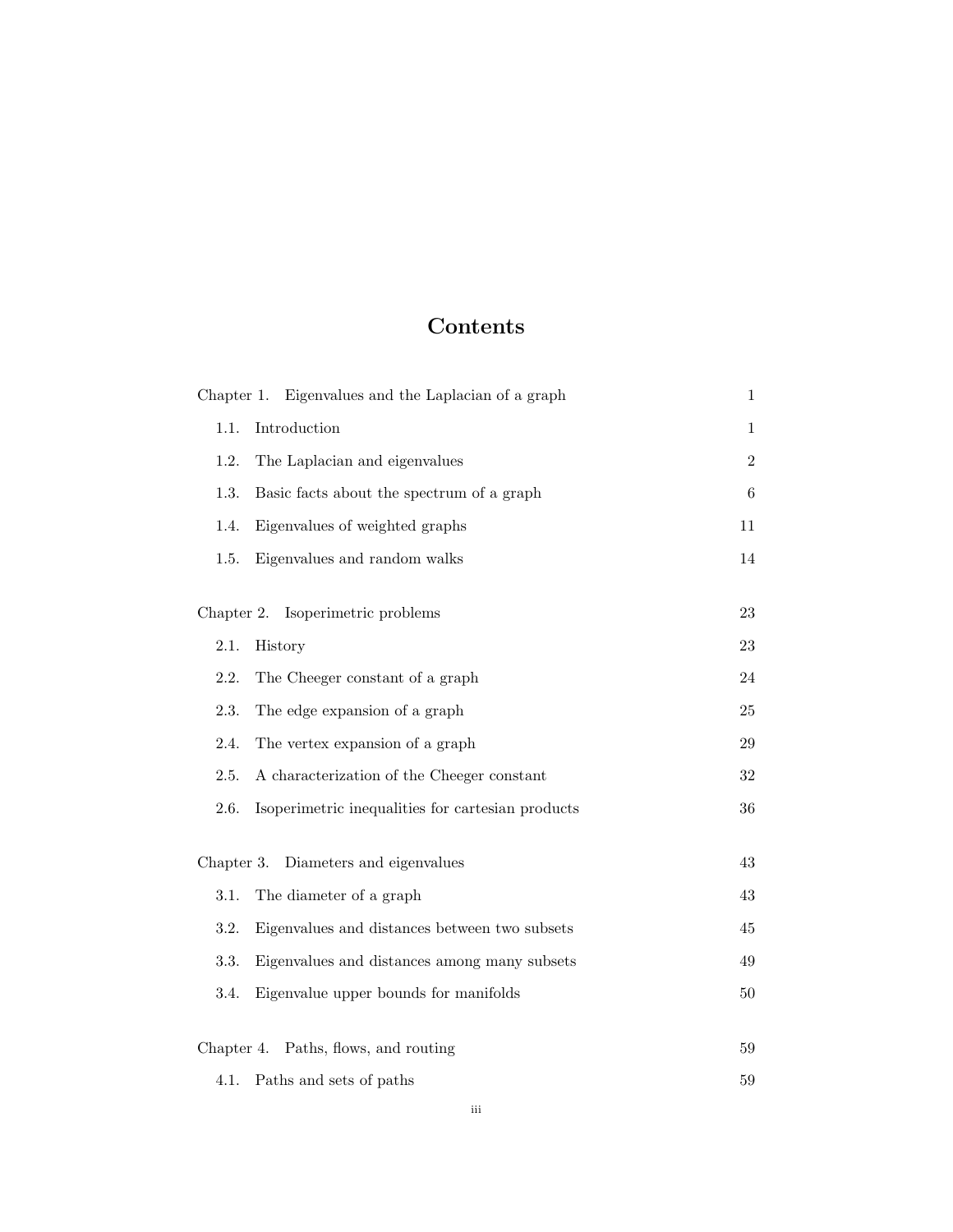# Contents

Chapter 1. Eigenvalues and the Laplacian of a graph 1

1.1. Introduction 1

1.2. The Laplacian and eigenvalues 2

1.3. Basic facts about the spectrum of a graph 6

1.4. Eigenvalues of weighted graphs 11

1.5. Eigenvalues and random walks 14

Chapter 2. Isoperimetric problems 23

2.1. History 23

2.2. The Cheeger constant of a graph 24

2.3. The edge expansion of a graph 25

2.4. The vertex expansion of a graph 29

2.5. A characterization of the Cheeger constant 32

2.6. Isoperimetric inequalities for cartesian products 36

Chapter 3. Diameters and eigenvalues 43

3.1. The diameter of a graph 43

3.2. Eigenvalues and distances between two subsets 45

3.3. Eigenvalues and distances among many subsets 49

3.4. Eigenvalue upper bounds for manifolds 50

Chapter 4. Paths, flows, and routing 59

4.1. Paths and sets of paths 59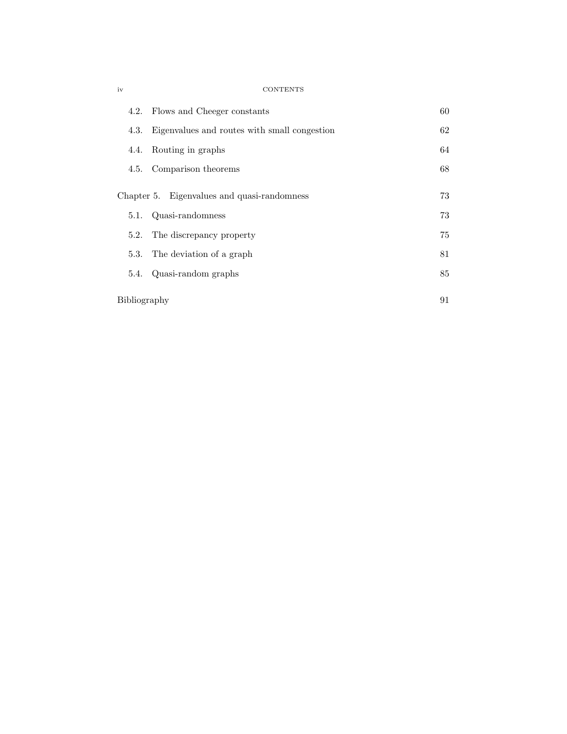| | | |
|---|---|---|
| 4.2. | Flows and Cheeger constants | 60 |
| 4.3. | Eigenvalues and routes with small congestion | 62 |
| 4.4. | Routing in graphs | 64 |
| 4.5. | Comparison theorems | 68 |
| Chapter 5. | Eigenvalues and quasi-randomness | 73 |
| 5.1. | Quasi-randomness | 73 |
| 5.2. | The discrepancy property | 75 |
| 5.3. | The deviation of a graph | 81 |
| 5.4. | Quasi-random graphs | 85 |
| Bibliography | | 91 |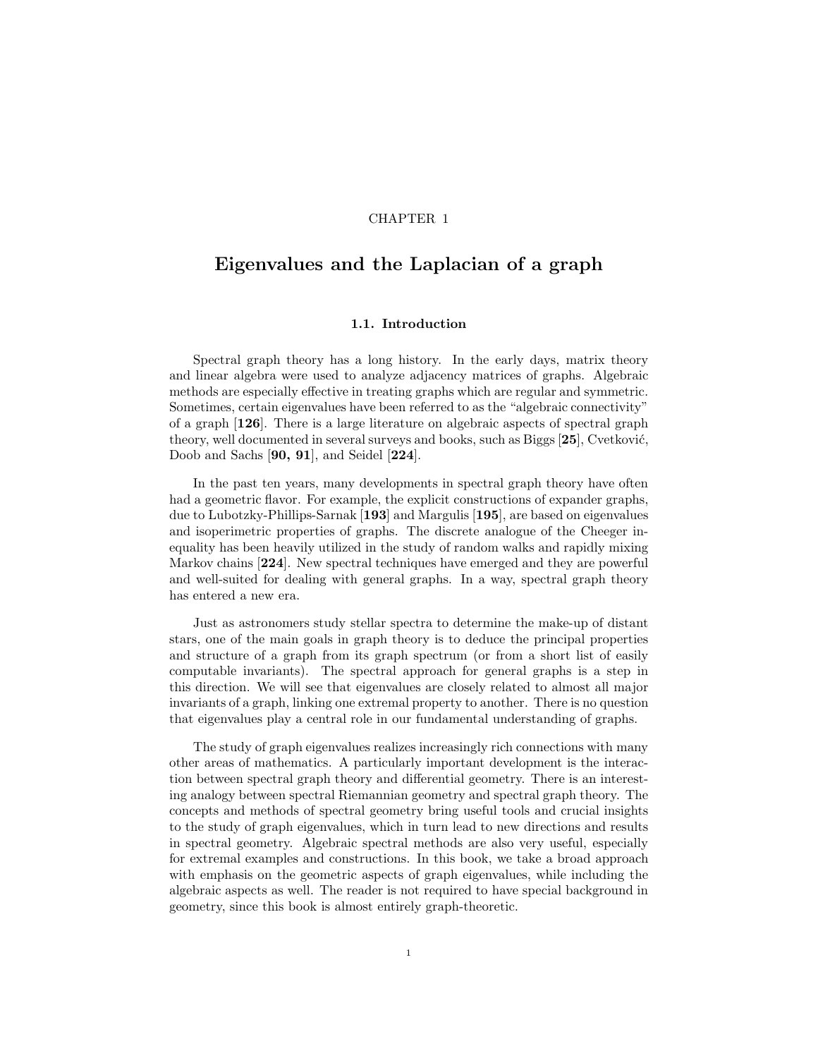CHAPTER 1

# Eigenvalues and the Laplacian of a graph

## 1.1. Introduction

Spectral graph theory has a long history. In the early days, matrix theory and linear algebra were used to analyze adjacency matrices of graphs. Algebraic methods are especially effective in treating graphs which are regular and symmetric. Sometimes, certain eigenvalues have been referred to as the "algebraic connectivity" of a graph [**126**]. There is a large literature on algebraic aspects of spectral graph theory, well documented in several surveys and books, such as Biggs [**25**], Cvetković, Doob and Sachs [**90, 91**], and Seidel [**224**].

In the past ten years, many developments in spectral graph theory have often had a geometric flavor. For example, the explicit constructions of expander graphs, due to Lubotzky-Phillips-Sarnak [**193**] and Margulis [**195**], are based on eigenvalues and isoperimetric properties of graphs. The discrete analogue of the Cheeger inequality has been heavily utilized in the study of random walks and rapidly mixing Markov chains [**224**]. New spectral techniques have emerged and they are powerful and well-suited for dealing with general graphs. In a way, spectral graph theory has entered a new era.

Just as astronomers study stellar spectra to determine the make-up of distant stars, one of the main goals in graph theory is to deduce the principal properties and structure of a graph from its graph spectrum (or from a short list of easily computable invariants). The spectral approach for general graphs is a step in this direction. We will see that eigenvalues are closely related to almost all major invariants of a graph, linking one extremal property to another. There is no question that eigenvalues play a central role in our fundamental understanding of graphs.

The study of graph eigenvalues realizes increasingly rich connections with many other areas of mathematics. A particularly important development is the interaction between spectral graph theory and differential geometry. There is an interesting analogy between spectral Riemannian geometry and spectral graph theory. The concepts and methods of spectral geometry bring useful tools and crucial insights to the study of graph eigenvalues, which in turn lead to new directions and results in spectral geometry. Algebraic spectral methods are also very useful, especially for extremal examples and constructions. In this book, we take a broad approach with emphasis on the geometric aspects of graph eigenvalues, while including the algebraic aspects as well. The reader is not required to have special background in geometry, since this book is almost entirely graph-theoretic.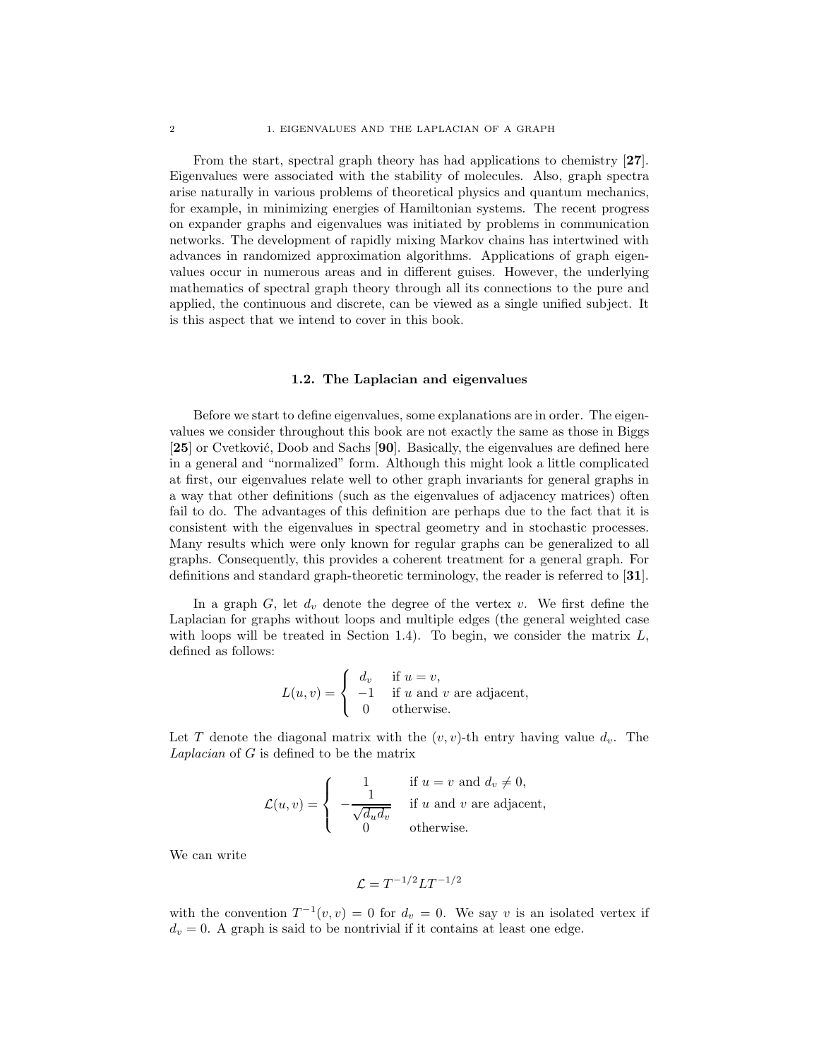From the start, spectral graph theory has had applications to chemistry [**27**]. Eigenvalues were associated with the stability of molecules. Also, graph spectra arise naturally in various problems of theoretical physics and quantum mechanics, for example, in minimizing energies of Hamiltonian systems. The recent progress on expander graphs and eigenvalues was initiated by problems in communication networks. The development of rapidly mixing Markov chains has intertwined with advances in randomized approximation algorithms. Applications of graph eigenvalues occur in numerous areas and in different guises. However, the underlying mathematics of spectral graph theory through all its connections to the pure and applied, the continuous and discrete, can be viewed as a single unified subject. It is this aspect that we intend to cover in this book.

## 1.2. The Laplacian and eigenvalues

Before we start to define eigenvalues, some explanations are in order. The eigenvalues we consider throughout this book are not exactly the same as those in Biggs [**25**] or Cvetković, Doob and Sachs [**90**]. Basically, the eigenvalues are defined here in a general and "normalized" form. Although this might look a little complicated at first, our eigenvalues relate well to other graph invariants for general graphs in a way that other definitions (such as the eigenvalues of adjacency matrices) often fail to do. The advantages of this definition are perhaps due to the fact that it is consistent with the eigenvalues in spectral geometry and in stochastic processes. Many results which were only known for regular graphs can be generalized to all graphs. Consequently, this provides a coherent treatment for a general graph. For definitions and standard graph-theoretic terminology, the reader is referred to [**31**].

In a graph $G$, let $d_v$ denote the degree of the vertex $v$. We first define the Laplacian for graphs without loops and multiple edges (the general weighted case with loops will be treated in Section 1.4). To begin, we consider the matrix $L$, defined as follows:

$$L(u,v) = \begin{cases} d_v & \text{if } u = v, \\ -1 & \text{if } u \text{ and } v \text{ are adjacent}, \\ 0 & \text{otherwise.} \end{cases}$$

Let $T$ denote the diagonal matrix with the $(v,v)$-th entry having value $d_v$. The *Laplacian* of $G$ is defined to be the matrix

$$\mathcal{L}(u,v) = \begin{cases} 1 & \text{if } u = v \text{ and } d_v \neq 0, \\ -\dfrac{1}{\sqrt{d_u d_v}} & \text{if } u \text{ and } v \text{ are adjacent}, \\ 0 & \text{otherwise.} \end{cases}$$

We can write

$$\mathcal{L} = T^{-1/2} L T^{-1/2}$$

with the convention $T^{-1}(v,v) = 0$ for $d_v = 0$. We say $v$ is an isolated vertex if $d_v = 0$. A graph is said to be nontrivial if it contains at least one edge.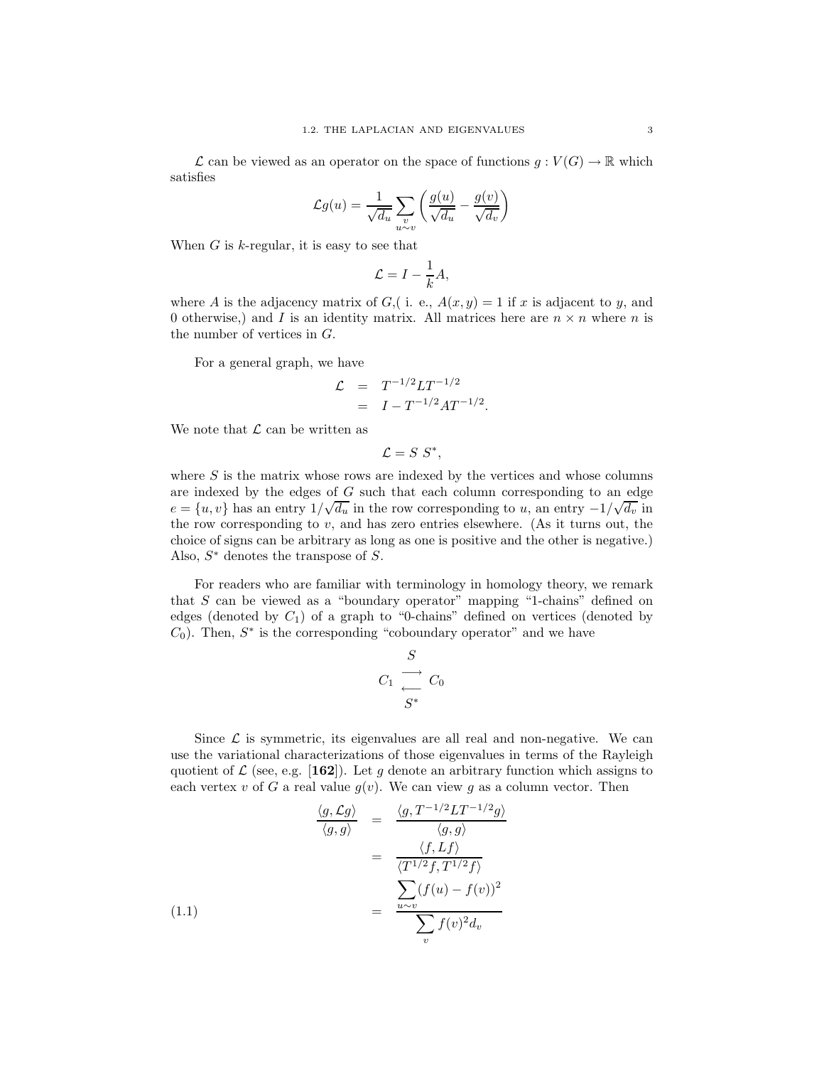$\mathcal{L}$ can be viewed as an operator on the space of functions $g : V(G) \to \mathbb{R}$ which satisfies

$$\mathcal{L}g(u) = \frac{1}{\sqrt{d_u}} \sum_{\substack{v \\ u \sim v}} \left( \frac{g(u)}{\sqrt{d_u}} - \frac{g(v)}{\sqrt{d_v}} \right)$$

When $G$ is $k$-regular, it is easy to see that

$$\mathcal{L} = I - \frac{1}{k} A,$$

where $A$ is the adjacency matrix of $G$,( i. e., $A(x, y) = 1$ if $x$ is adjacent to $y$, and 0 otherwise,) and $I$ is an identity matrix. All matrices here are $n \times n$ where $n$ is the number of vertices in $G$.

For a general graph, we have

$$\begin{aligned}
\mathcal{L} &= T^{-1/2} L T^{-1/2} \\
&= I - T^{-1/2} A T^{-1/2}.
\end{aligned}$$

We note that $\mathcal{L}$ can be written as

$$\mathcal{L} = S \; S^*,$$

where $S$ is the matrix whose rows are indexed by the vertices and whose columns are indexed by the edges of $G$ such that each column corresponding to an edge $e = \{u, v\}$ has an entry $1/\sqrt{d_u}$ in the row corresponding to $u$, an entry $-1/\sqrt{d_v}$ in the row corresponding to $v$, and has zero entries elsewhere. (As it turns out, the choice of signs can be arbitrary as long as one is positive and the other is negative.) Also, $S^*$ denotes the transpose of $S$.

For readers who are familiar with terminology in homology theory, we remark that $S$ can be viewed as a "boundary operator" mapping "1-chains" defined on edges (denoted by $C_1$) of a graph to "0-chains" defined on vertices (denoted by $C_0$). Then, $S^*$ is the corresponding "coboundary operator" and we have

$$C_1 \; \underset{S^*}{\overset{S}{\rightleftarrows}} \; C_0$$

Since $\mathcal{L}$ is symmetric, its eigenvalues are all real and non-negative. We can use the variational characterizations of those eigenvalues in terms of the Rayleigh quotient of $\mathcal{L}$ (see, e.g. [**162**]). Let $g$ denote an arbitrary function which assigns to each vertex $v$ of $G$ a real value $g(v)$. We can view $g$ as a column vector. Then

$$\begin{aligned}
\frac{\langle g, \mathcal{L} g \rangle}{\langle g, g \rangle} &= \frac{\langle g, T^{-1/2} L T^{-1/2} g \rangle}{\langle g, g \rangle} \\
&= \frac{\langle f, L f \rangle}{\langle T^{1/2} f, T^{1/2} f \rangle} \\
&= \frac{\displaystyle\sum_{u \sim v} (f(u) - f(v))^2}{\displaystyle\sum_{v} f(v)^2 d_v} \qquad (1.1)
\end{aligned}$$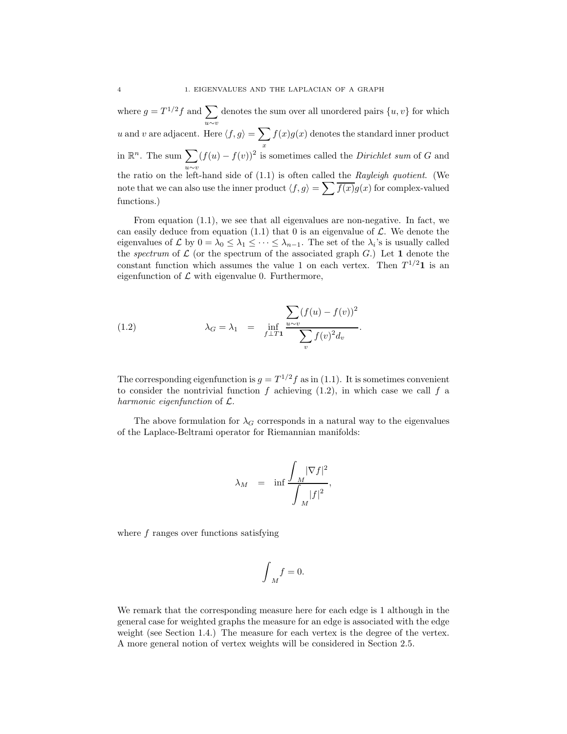where $g = T^{1/2}f$ and $\sum_{u \sim v}$ denotes the sum over all unordered pairs $\{u, v\}$ for which $u$ and $v$ are adjacent. Here $\langle f, g \rangle = \sum_x f(x)g(x)$ denotes the standard inner product in $\mathbb{R}^n$. The sum $\sum_{u \sim v}(f(u) - f(v))^2$ is sometimes called the *Dirichlet sum* of $G$ and the ratio on the left-hand side of (1.1) is often called the *Rayleigh quotient*. (We note that we can also use the inner product $\langle f, g \rangle = \sum \overline{f(x)}g(x)$ for complex-valued functions.)

From equation (1.1), we see that all eigenvalues are non-negative. In fact, we can easily deduce from equation (1.1) that 0 is an eigenvalue of $\mathcal{L}$. We denote the eigenvalues of $\mathcal{L}$ by $0 = \lambda_0 \leq \lambda_1 \leq \cdots \leq \lambda_{n-1}$. The set of the $\lambda_i$'s is usually called the *spectrum* of $\mathcal{L}$ (or the spectrum of the associated graph $G$.) Let $\mathbf{1}$ denote the constant function which assumes the value 1 on each vertex. Then $T^{1/2}\mathbf{1}$ is an eigenfunction of $\mathcal{L}$ with eigenvalue 0. Furthermore,

$$\lambda_G = \lambda_1 \quad = \quad \inf_{f \perp T\mathbf{1}} \frac{\sum_{u \sim v}(f(u) - f(v))^2}{\sum_v f(v)^2 d_v}. \tag{1.2}$$

The corresponding eigenfunction is $g = T^{1/2}f$ as in (1.1). It is sometimes convenient to consider the nontrivial function $f$ achieving (1.2), in which case we call $f$ a *harmonic eigenfunction* of $\mathcal{L}$.

The above formulation for $\lambda_G$ corresponds in a natural way to the eigenvalues of the Laplace-Beltrami operator for Riemannian manifolds:

$$\lambda_M \quad = \quad \inf \frac{\int_M |\nabla f|^2}{\int_M |f|^2},$$

where $f$ ranges over functions satisfying

$$\int_M f = 0.$$

We remark that the corresponding measure here for each edge is 1 although in the general case for weighted graphs the measure for an edge is associated with the edge weight (see Section 1.4.) The measure for each vertex is the degree of the vertex. A more general notion of vertex weights will be considered in Section 2.5.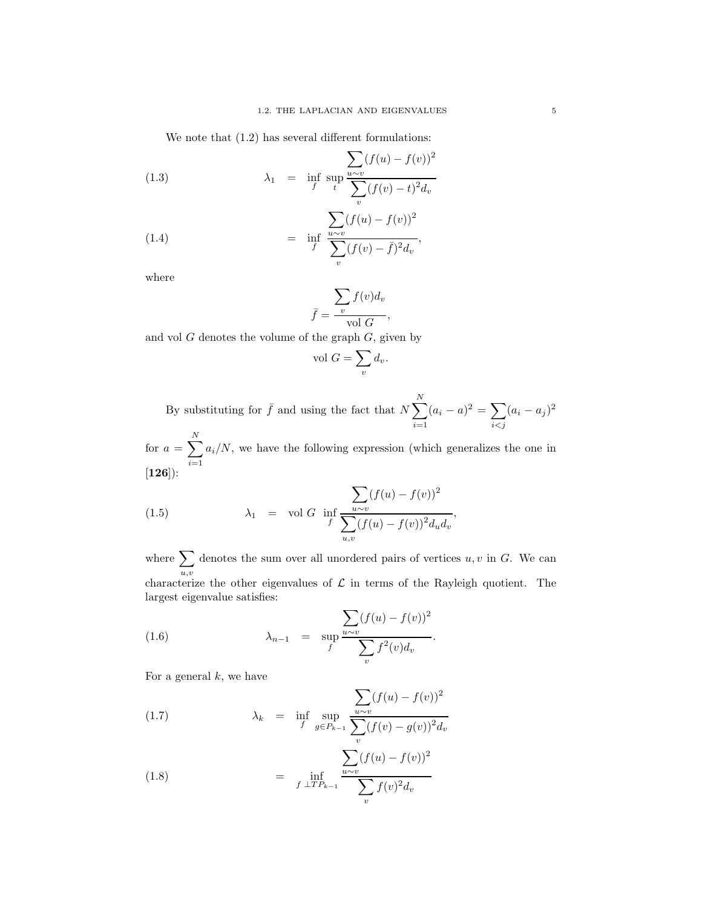We note that (1.2) has several different formulations:

$$\lambda_1 = \inf_f \sup_t \frac{\sum_{u \sim v} (f(u) - f(v))^2}{\sum_v (f(v) - t)^2 d_v} \tag{1.3}$$

$$= \inf_f \frac{\sum_{u \sim v} (f(u) - f(v))^2}{\sum_v (f(v) - \bar{f})^2 d_v}, \tag{1.4}$$

where

$$\bar{f} = \frac{\sum_v f(v) d_v}{\text{vol } G},$$

and vol $G$ denotes the volume of the graph $G$, given by

$$\text{vol } G = \sum_v d_v.$$

By substituting for $\bar{f}$ and using the fact that $N \sum_{i=1}^{N} (a_i - a)^2 = \sum_{i<j} (a_i - a_j)^2$ for $a = \sum_{i=1}^{N} a_i / N$, we have the following expression (which generalizes the one in [**126**]):

$$\lambda_1 = \text{vol } G \inf_f \frac{\sum_{u \sim v} (f(u) - f(v))^2}{\sum_{u,v} (f(u) - f(v))^2 d_u d_v}, \tag{1.5}$$

where $\sum_{u,v}$ denotes the sum over all unordered pairs of vertices $u, v$ in $G$. We can characterize the other eigenvalues of $\mathcal{L}$ in terms of the Rayleigh quotient. The largest eigenvalue satisfies:

$$\lambda_{n-1} = \sup_f \frac{\sum_{u \sim v} (f(u) - f(v))^2}{\sum_v f^2(v) d_v}. \tag{1.6}$$

For a general $k$, we have

$$\lambda_k = \inf_f \sup_{g \in P_{k-1}} \frac{\sum_{u \sim v} (f(u) - f(v))^2}{\sum_v (f(v) - g(v))^2 d_v} \tag{1.7}$$

$$= \inf_{f \perp TP_{k-1}} \frac{\sum_{u \sim v} (f(u) - f(v))^2}{\sum_v f(v)^2 d_v} \tag{1.8}$$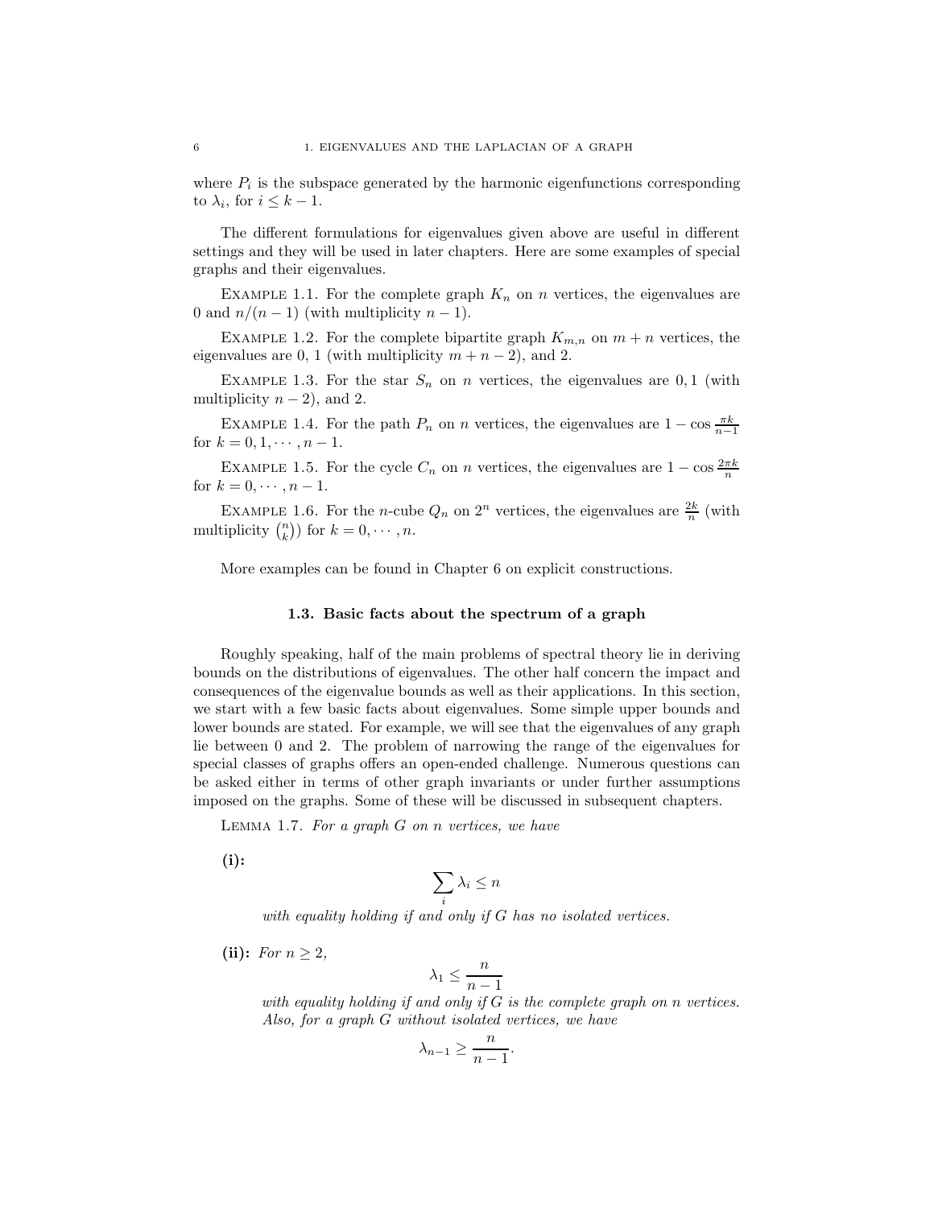where $P_i$ is the subspace generated by the harmonic eigenfunctions corresponding to $\lambda_i$, for $i \leq k-1$.

The different formulations for eigenvalues given above are useful in different settings and they will be used in later chapters. Here are some examples of special graphs and their eigenvalues.

EXAMPLE 1.1. For the complete graph $K_n$ on $n$ vertices, the eigenvalues are 0 and $n/(n-1)$ (with multiplicity $n-1$).

EXAMPLE 1.2. For the complete bipartite graph $K_{m,n}$ on $m+n$ vertices, the eigenvalues are 0, 1 (with multiplicity $m+n-2$), and 2.

EXAMPLE 1.3. For the star $S_n$ on $n$ vertices, the eigenvalues are $0, 1$ (with multiplicity $n-2$), and 2.

EXAMPLE 1.4. For the path $P_n$ on $n$ vertices, the eigenvalues are $1 - \cos \frac{\pi k}{n-1}$ for $k = 0, 1, \cdots, n-1$.

EXAMPLE 1.5. For the cycle $C_n$ on $n$ vertices, the eigenvalues are $1 - \cos \frac{2\pi k}{n}$ for $k = 0, \cdots, n-1$.

EXAMPLE 1.6. For the $n$-cube $Q_n$ on $2^n$ vertices, the eigenvalues are $\frac{2k}{n}$ (with multiplicity $\binom{n}{k}$) for $k = 0, \cdots, n$.

More examples can be found in Chapter 6 on explicit constructions.

### 1.3. Basic facts about the spectrum of a graph

Roughly speaking, half of the main problems of spectral theory lie in deriving bounds on the distributions of eigenvalues. The other half concern the impact and consequences of the eigenvalue bounds as well as their applications. In this section, we start with a few basic facts about eigenvalues. Some simple upper bounds and lower bounds are stated. For example, we will see that the eigenvalues of any graph lie between 0 and 2. The problem of narrowing the range of the eigenvalues for special classes of graphs offers an open-ended challenge. Numerous questions can be asked either in terms of other graph invariants or under further assumptions imposed on the graphs. Some of these will be discussed in subsequent chapters.

LEMMA 1.7. *For a graph $G$ on $n$ vertices, we have*

**(i):**

$$\sum_i \lambda_i \leq n$$

*with equality holding if and only if $G$ has no isolated vertices.*

**(ii):** *For $n \geq 2$,*

$$\lambda_1 \leq \frac{n}{n-1}$$

*with equality holding if and only if $G$ is the complete graph on $n$ vertices. Also, for a graph $G$ without isolated vertices, we have*

$$\lambda_{n-1} \geq \frac{n}{n-1}.$$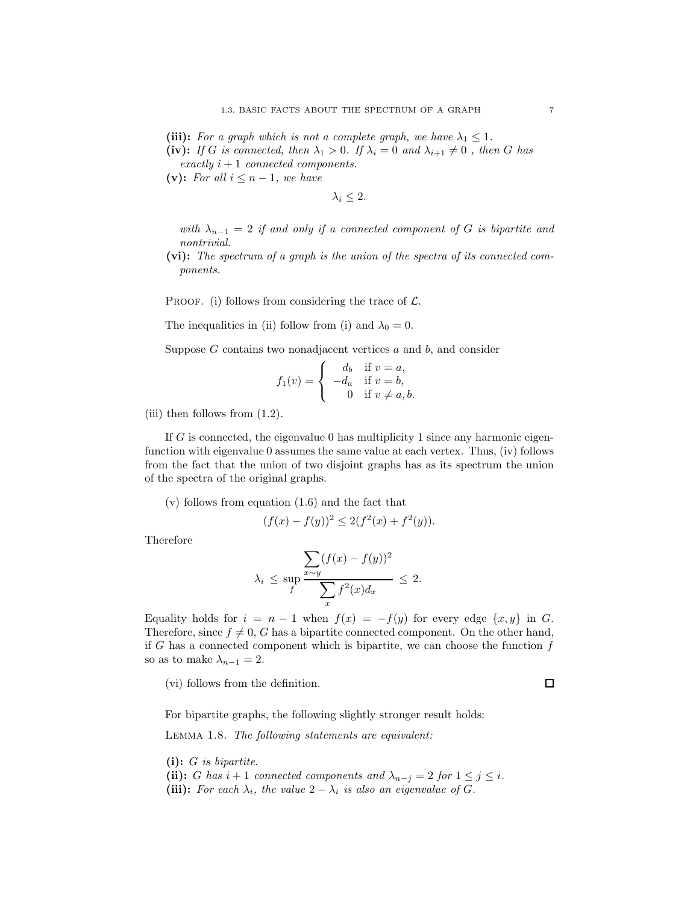**(iii):** *For a graph which is not a complete graph, we have* $\lambda_1 \leq 1$.

**(iv):** *If* $G$ *is connected, then* $\lambda_1 > 0$. *If* $\lambda_i = 0$ *and* $\lambda_{i+1} \neq 0$ *, then* $G$ *has exactly* $i + 1$ *connected components.*

**(v):** *For all* $i \leq n - 1$, *we have*

$$\lambda_i \leq 2.$$

*with* $\lambda_{n-1} = 2$ *if and only if a connected component of* $G$ *is bipartite and nontrivial.*

**(vi):** *The spectrum of a graph is the union of the spectra of its connected components.*

Proof. (i) follows from considering the trace of $\mathcal{L}$.

The inequalities in (ii) follow from (i) and $\lambda_0 = 0$.

Suppose $G$ contains two nonadjacent vertices $a$ and $b$, and consider

$$f_1(v) = \begin{cases} d_b & \text{if } v = a, \\ -d_a & \text{if } v = b, \\ 0 & \text{if } v \neq a, b. \end{cases}$$

(iii) then follows from (1.2).

If $G$ is connected, the eigenvalue 0 has multiplicity 1 since any harmonic eigenfunction with eigenvalue 0 assumes the same value at each vertex. Thus, (iv) follows from the fact that the union of two disjoint graphs has as its spectrum the union of the spectra of the original graphs.

(v) follows from equation (1.6) and the fact that

$$(f(x) - f(y))^2 \leq 2(f^2(x) + f^2(y)).$$

Therefore

$$\lambda_i \leq \sup_f \frac{\displaystyle\sum_{x \sim y} (f(x) - f(y))^2}{\displaystyle\sum_x f^2(x) d_x} \leq 2.$$

Equality holds for $i = n - 1$ when $f(x) = -f(y)$ for every edge $\{x, y\}$ in $G$. Therefore, since $f \neq 0$, $G$ has a bipartite connected component. On the other hand, if $G$ has a connected component which is bipartite, we can choose the function $f$ so as to make $\lambda_{n-1} = 2$.

(vi) follows from the definition. $\square$

For bipartite graphs, the following slightly stronger result holds:

Lemma 1.8. *The following statements are equivalent:*

**(i):** $G$ *is bipartite.*

**(ii):** $G$ *has* $i + 1$ *connected components and* $\lambda_{n-j} = 2$ *for* $1 \leq j \leq i$.

**(iii):** *For each* $\lambda_i$, *the value* $2 - \lambda_i$ *is also an eigenvalue of* $G$.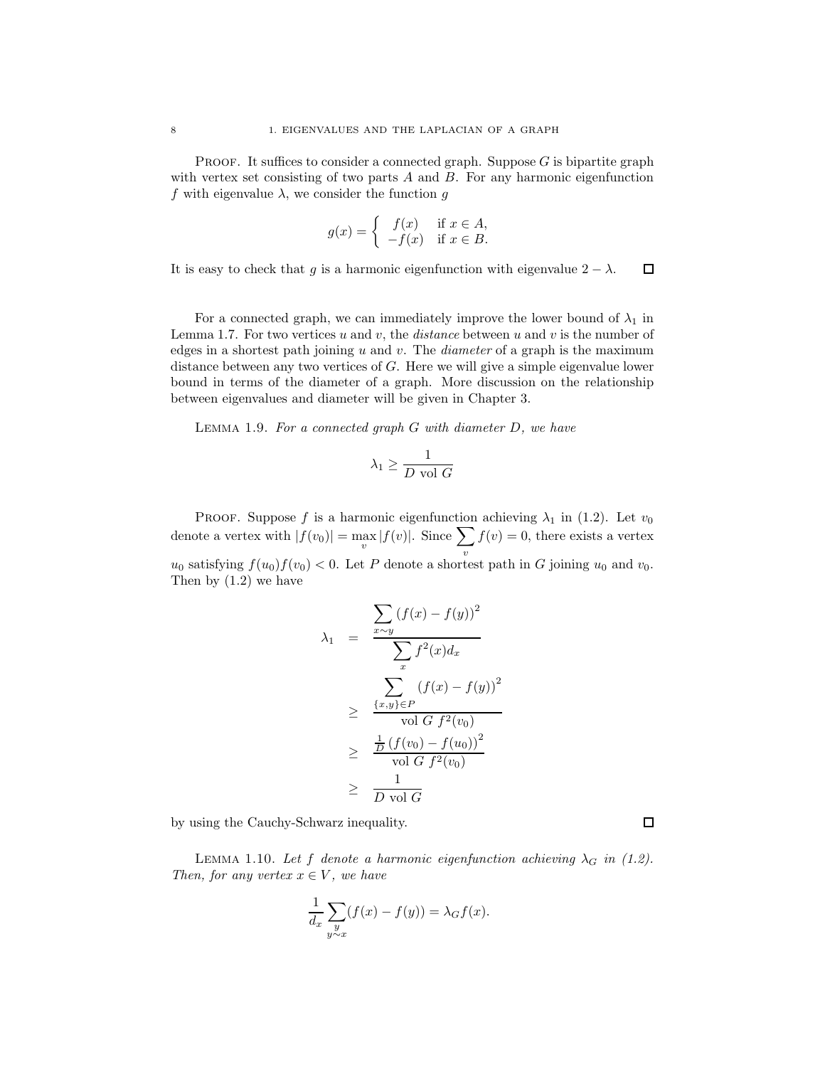PROOF. It suffices to consider a connected graph. Suppose $G$ is bipartite graph with vertex set consisting of two parts $A$ and $B$. For any harmonic eigenfunction $f$ with eigenvalue $\lambda$, we consider the function $g$

$$g(x) = \begin{cases} f(x) & \text{if } x \in A, \\ -f(x) & \text{if } x \in B. \end{cases}$$

It is easy to check that $g$ is a harmonic eigenfunction with eigenvalue $2 - \lambda$. □

For a connected graph, we can immediately improve the lower bound of $\lambda_1$ in Lemma 1.7. For two vertices $u$ and $v$, the *distance* between $u$ and $v$ is the number of edges in a shortest path joining $u$ and $v$. The *diameter* of a graph is the maximum distance between any two vertices of $G$. Here we will give a simple eigenvalue lower bound in terms of the diameter of a graph. More discussion on the relationship between eigenvalues and diameter will be given in Chapter 3.

LEMMA 1.9. *For a connected graph $G$ with diameter $D$, we have*

$$\lambda_1 \geq \frac{1}{D \text{ vol } G}$$

PROOF. Suppose $f$ is a harmonic eigenfunction achieving $\lambda_1$ in (1.2). Let $v_0$ denote a vertex with $|f(v_0)| = \max_v |f(v)|$. Since $\sum_v f(v) = 0$, there exists a vertex $u_0$ satisfying $f(u_0)f(v_0) < 0$. Let $P$ denote a shortest path in $G$ joining $u_0$ and $v_0$. Then by (1.2) we have

$$\begin{aligned}
\lambda_1 &= \frac{\sum_{x \sim y} (f(x) - f(y))^2}{\sum_x f^2(x) d_x} \\
&\geq \frac{\sum_{\{x,y\} \in P} (f(x) - f(y))^2}{\text{vol } G \; f^2(v_0)} \\
&\geq \frac{\frac{1}{D} (f(v_0) - f(u_0))^2}{\text{vol } G \; f^2(v_0)} \\
&\geq \frac{1}{D \text{ vol } G}
\end{aligned}$$

by using the Cauchy-Schwarz inequality. □

LEMMA 1.10. *Let $f$ denote a harmonic eigenfunction achieving $\lambda_G$ in (1.2). Then, for any vertex $x \in V$, we have*

$$\frac{1}{d_x} \sum_{\substack{y \\ y \sim x}} (f(x) - f(y)) = \lambda_G f(x).$$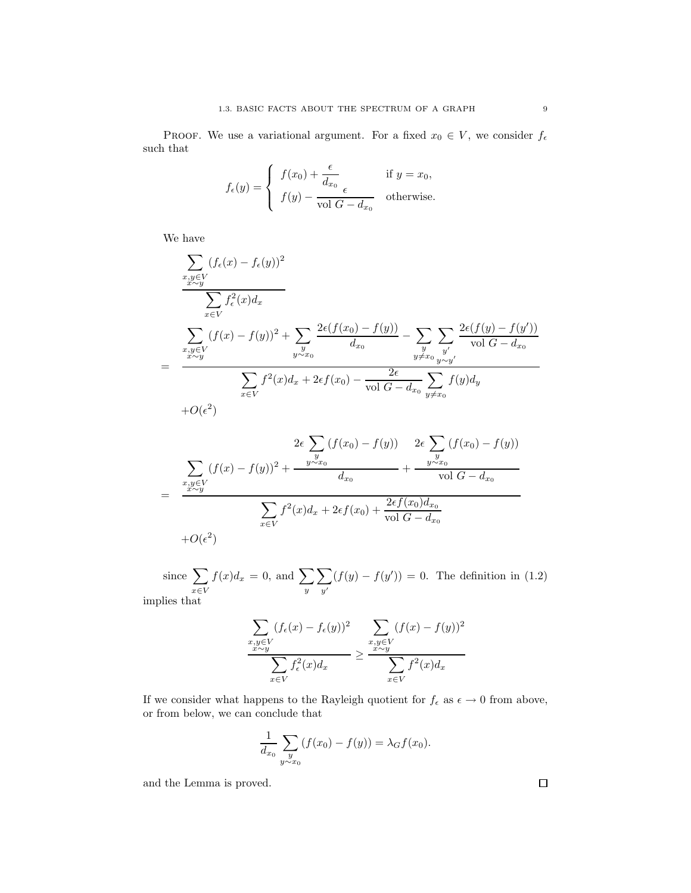PROOF. We use a variational argument. For a fixed $x_0 \in V$, we consider $f_\epsilon$ such that

$$
f_\epsilon(y) = \begin{cases} f(x_0) + \dfrac{\epsilon}{d_{x_0}} & \text{if } y = x_0, \\ f(y) - \dfrac{\epsilon}{\text{vol}\, G - d_{x_0}} & \text{otherwise.} \end{cases}
$$

We have

$$
\begin{aligned}
&\frac{\displaystyle\sum_{\substack{x,y \in V \\ x \sim y}} (f_\epsilon(x) - f_\epsilon(y))^2}{\displaystyle\sum_{x \in V} f_\epsilon^2(x) d_x} \\
= \quad & \frac{\displaystyle\sum_{\substack{x,y \in V \\ x \sim y}} (f(x) - f(y))^2 + \sum_{\substack{y \\ y \sim x_0}} \frac{2\epsilon(f(x_0) - f(y))}{d_{x_0}} - \sum_{\substack{y \\ y \neq x_0}} \sum_{\substack{y' \\ y \sim y'}} \frac{2\epsilon(f(y) - f(y'))}{\text{vol}\, G - d_{x_0}}}{\displaystyle\sum_{x \in V} f^2(x) d_x + 2\epsilon f(x_0) - \frac{2\epsilon}{\text{vol}\, G - d_{x_0}} \sum_{y \neq x_0} f(y) d_y} \\
& + O(\epsilon^2)
\end{aligned}
$$

$$
\begin{aligned}
= \quad & \frac{\displaystyle\sum_{\substack{x,y \in V \\ x \sim y}} (f(x) - f(y))^2 + \frac{2\epsilon \displaystyle\sum_{\substack{y \\ y \sim x_0}} (f(x_0) - f(y))}{d_{x_0}} + \frac{2\epsilon \displaystyle\sum_{\substack{y \\ y \sim x_0}} (f(x_0) - f(y))}{\text{vol}\, G - d_{x_0}}}{\displaystyle\sum_{x \in V} f^2(x) d_x + 2\epsilon f(x_0) + \frac{2\epsilon f(x_0) d_{x_0}}{\text{vol}\, G - d_{x_0}}} \\
& + O(\epsilon^2)
\end{aligned}
$$

since $\displaystyle\sum_{x \in V} f(x) d_x = 0$, and $\displaystyle\sum_y \sum_{y'} (f(y) - f(y')) = 0$. The definition in (1.2) implies that

$$
\frac{\displaystyle\sum_{\substack{x,y \in V \\ x \sim y}} (f_\epsilon(x) - f_\epsilon(y))^2}{\displaystyle\sum_{x \in V} f_\epsilon^2(x) d_x} \geq \frac{\displaystyle\sum_{\substack{x,y \in V \\ x \sim y}} (f(x) - f(y))^2}{\displaystyle\sum_{x \in V} f^2(x) d_x}
$$

If we consider what happens to the Rayleigh quotient for $f_\epsilon$ as $\epsilon \to 0$ from above, or from below, we can conclude that

$$
\frac{1}{d_{x_0}} \sum_{\substack{y \\ y \sim x_0}} (f(x_0) - f(y)) = \lambda_G f(x_0).
$$

and the Lemma is proved. ∎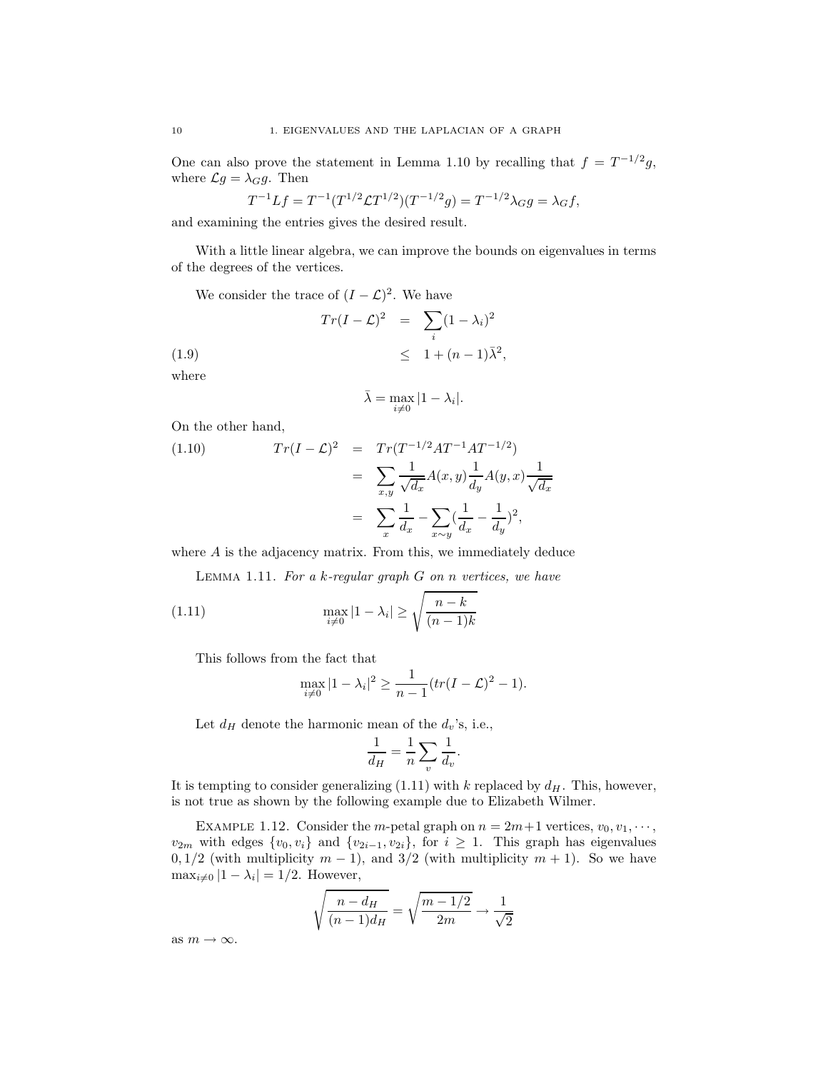One can also prove the statement in Lemma 1.10 by recalling that $f = T^{-1/2}g$, where $\mathcal{L}g = \lambda_G g$. Then

$$T^{-1}Lf = T^{-1}(T^{1/2}\mathcal{L}T^{1/2})(T^{-1/2}g) = T^{-1/2}\lambda_G g = \lambda_G f,$$

and examining the entries gives the desired result.

With a little linear algebra, we can improve the bounds on eigenvalues in terms of the degrees of the vertices.

We consider the trace of $(I - \mathcal{L})^2$. We have

$$\begin{aligned} Tr(I-\mathcal{L})^2 &= \sum_i (1-\lambda_i)^2 \\ &\leq 1 + (n-1)\bar{\lambda}^2, \end{aligned} \tag{1.9}$$

where

$$\bar{\lambda} = \max_{i \neq 0} |1 - \lambda_i|.$$

On the other hand,

$$\begin{aligned} Tr(I-\mathcal{L})^2 &= Tr(T^{-1/2}AT^{-1}AT^{-1/2}) \\ &= \sum_{x,y} \frac{1}{\sqrt{d_x}} A(x,y) \frac{1}{d_y} A(y,x) \frac{1}{\sqrt{d_x}} \\ &= \sum_x \frac{1}{d_x} - \sum_{x \sim y} (\frac{1}{d_x} - \frac{1}{d_y})^2, \end{aligned} \tag{1.10}$$

where $A$ is the adjacency matrix. From this, we immediately deduce

Lemma 1.11. *For a $k$-regular graph $G$ on $n$ vertices, we have*

$$\max_{i \neq 0} |1 - \lambda_i| \geq \sqrt{\frac{n-k}{(n-1)k}} \tag{1.11}$$

This follows from the fact that

$$\max_{i \neq 0} |1 - \lambda_i|^2 \geq \frac{1}{n-1}(tr(I-\mathcal{L})^2 - 1).$$

Let $d_H$ denote the harmonic mean of the $d_v$'s, i.e.,

$$\frac{1}{d_H} = \frac{1}{n} \sum_v \frac{1}{d_v}.$$

It is tempting to consider generalizing (1.11) with $k$ replaced by $d_H$. This, however, is not true as shown by the following example due to Elizabeth Wilmer.

Example 1.12. Consider the $m$-petal graph on $n = 2m+1$ vertices, $v_0, v_1, \cdots, v_{2m}$ with edges $\{v_0, v_i\}$ and $\{v_{2i-1}, v_{2i}\}$, for $i \geq 1$. This graph has eigenvalues $0, 1/2$ (with multiplicity $m-1$), and $3/2$ (with multiplicity $m+1$). So we have $\max_{i \neq 0} |1 - \lambda_i| = 1/2$. However,

$$\sqrt{\frac{n - d_H}{(n-1)d_H}} = \sqrt{\frac{m - 1/2}{2m}} \to \frac{1}{\sqrt{2}}$$

as $m \to \infty$.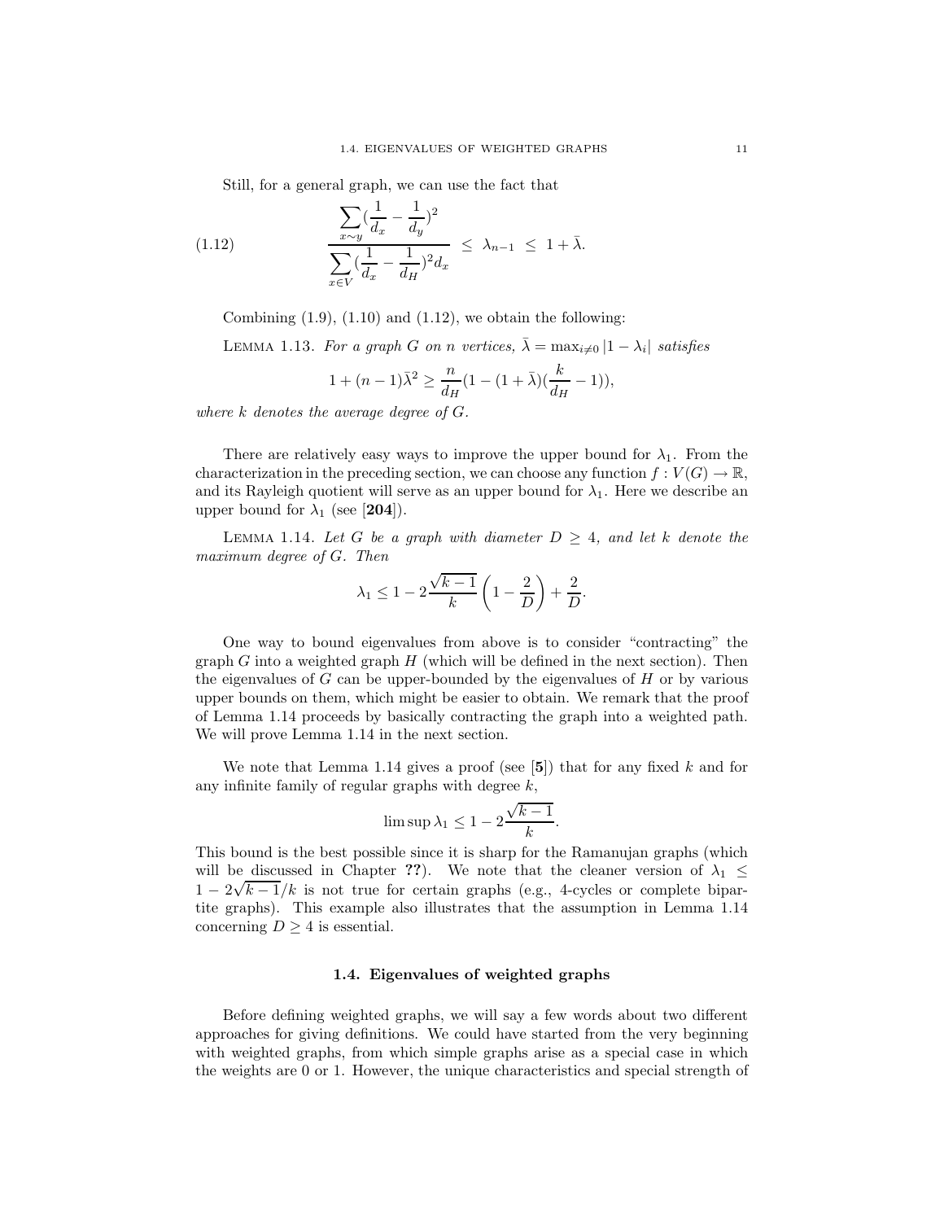Still, for a general graph, we can use the fact that

$$\frac{\displaystyle\sum_{x \sim y} (\frac{1}{d_x} - \frac{1}{d_y})^2}{\displaystyle\sum_{x \in V} (\frac{1}{d_x} - \frac{1}{d_H})^2 d_x} \leq \lambda_{n-1} \leq 1 + \bar{\lambda}. \tag{1.12}$$

Combining (1.9), (1.10) and (1.12), we obtain the following:

Lemma 1.13. *For a graph $G$ on $n$ vertices, $\bar{\lambda} = \max_{i \neq 0} |1 - \lambda_i|$ satisfies*

$$1 + (n-1)\bar{\lambda}^2 \geq \frac{n}{d_H}(1 - (1 + \bar{\lambda})(\frac{k}{d_H} - 1)),$$

*where $k$ denotes the average degree of $G$.*

There are relatively easy ways to improve the upper bound for $\lambda_1$. From the characterization in the preceding section, we can choose any function $f : V(G) \to \mathbb{R}$, and its Rayleigh quotient will serve as an upper bound for $\lambda_1$. Here we describe an upper bound for $\lambda_1$ (see [**204**]).

Lemma 1.14. *Let $G$ be a graph with diameter $D \geq 4$, and let $k$ denote the maximum degree of $G$. Then*

$$\lambda_1 \leq 1 - 2\frac{\sqrt{k-1}}{k}\left(1 - \frac{2}{D}\right) + \frac{2}{D}.$$

One way to bound eigenvalues from above is to consider "contracting" the graph $G$ into a weighted graph $H$ (which will be defined in the next section). Then the eigenvalues of $G$ can be upper-bounded by the eigenvalues of $H$ or by various upper bounds on them, which might be easier to obtain. We remark that the proof of Lemma 1.14 proceeds by basically contracting the graph into a weighted path. We will prove Lemma 1.14 in the next section.

We note that Lemma 1.14 gives a proof (see [**5**]) that for any fixed $k$ and for any infinite family of regular graphs with degree $k$,

$$\limsup \lambda_1 \leq 1 - 2\frac{\sqrt{k-1}}{k}.$$

This bound is the best possible since it is sharp for the Ramanujan graphs (which will be discussed in Chapter **??**). We note that the cleaner version of $\lambda_1 \leq 1 - 2\sqrt{k-1}/k$ is not true for certain graphs (e.g., 4-cycles or complete bipartite graphs). This example also illustrates that the assumption in Lemma 1.14 concerning $D \geq 4$ is essential.

## 1.4. Eigenvalues of weighted graphs

Before defining weighted graphs, we will say a few words about two different approaches for giving definitions. We could have started from the very beginning with weighted graphs, from which simple graphs arise as a special case in which the weights are 0 or 1. However, the unique characteristics and special strength of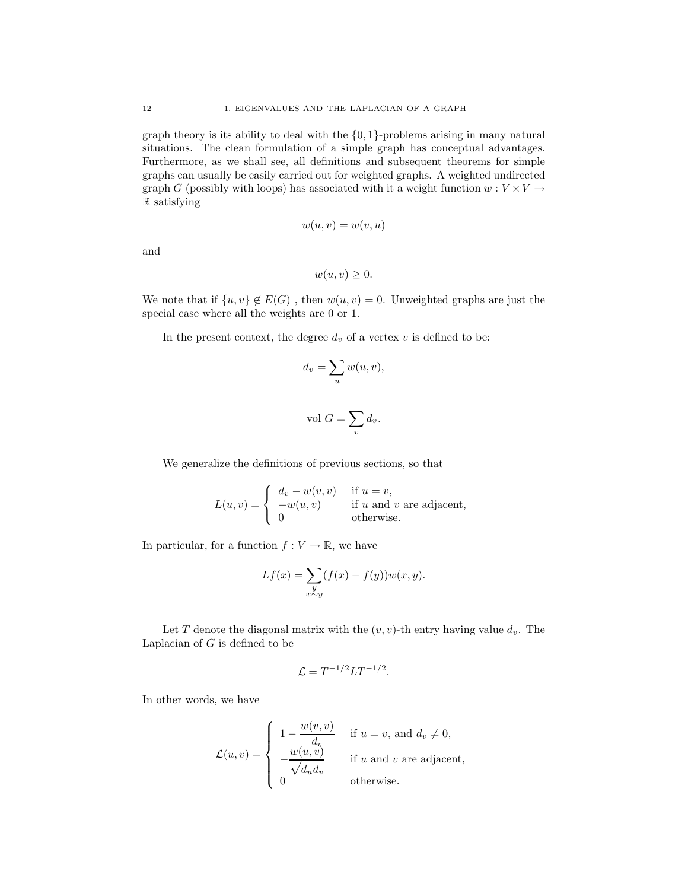graph theory is its ability to deal with the $\{0,1\}$-problems arising in many natural situations. The clean formulation of a simple graph has conceptual advantages. Furthermore, as we shall see, all definitions and subsequent theorems for simple graphs can usually be easily carried out for weighted graphs. A weighted undirected graph $G$ (possibly with loops) has associated with it a weight function $w : V \times V \to \mathbb{R}$ satisfying

$$w(u,v) = w(v,u)$$

and

$$w(u,v) \geq 0.$$

We note that if $\{u,v\} \notin E(G)$ , then $w(u,v) = 0$. Unweighted graphs are just the special case where all the weights are 0 or 1.

In the present context, the degree $d_v$ of a vertex $v$ is defined to be:

$$d_v = \sum_u w(u,v),$$

$$\text{vol } G = \sum_v d_v.$$

We generalize the definitions of previous sections, so that

$$L(u,v) = \begin{cases} d_v - w(v,v) & \text{if } u = v, \\ -w(u,v) & \text{if } u \text{ and } v \text{ are adjacent}, \\ 0 & \text{otherwise}. \end{cases}$$

In particular, for a function $f : V \to \mathbb{R}$, we have

$$Lf(x) = \sum_{\substack{y \\ x \sim y}} (f(x) - f(y))w(x,y).$$

Let $T$ denote the diagonal matrix with the $(v,v)$-th entry having value $d_v$. The Laplacian of $G$ is defined to be

$$\mathcal{L} = T^{-1/2} L T^{-1/2}.$$

In other words, we have

$$\mathcal{L}(u,v) = \begin{cases} 1 - \dfrac{w(v,v)}{d_v} & \text{if } u = v, \text{ and } d_v \neq 0, \\ -\dfrac{w(u,v)}{\sqrt{d_u d_v}} & \text{if } u \text{ and } v \text{ are adjacent}, \\ 0 & \text{otherwise}. \end{cases}$$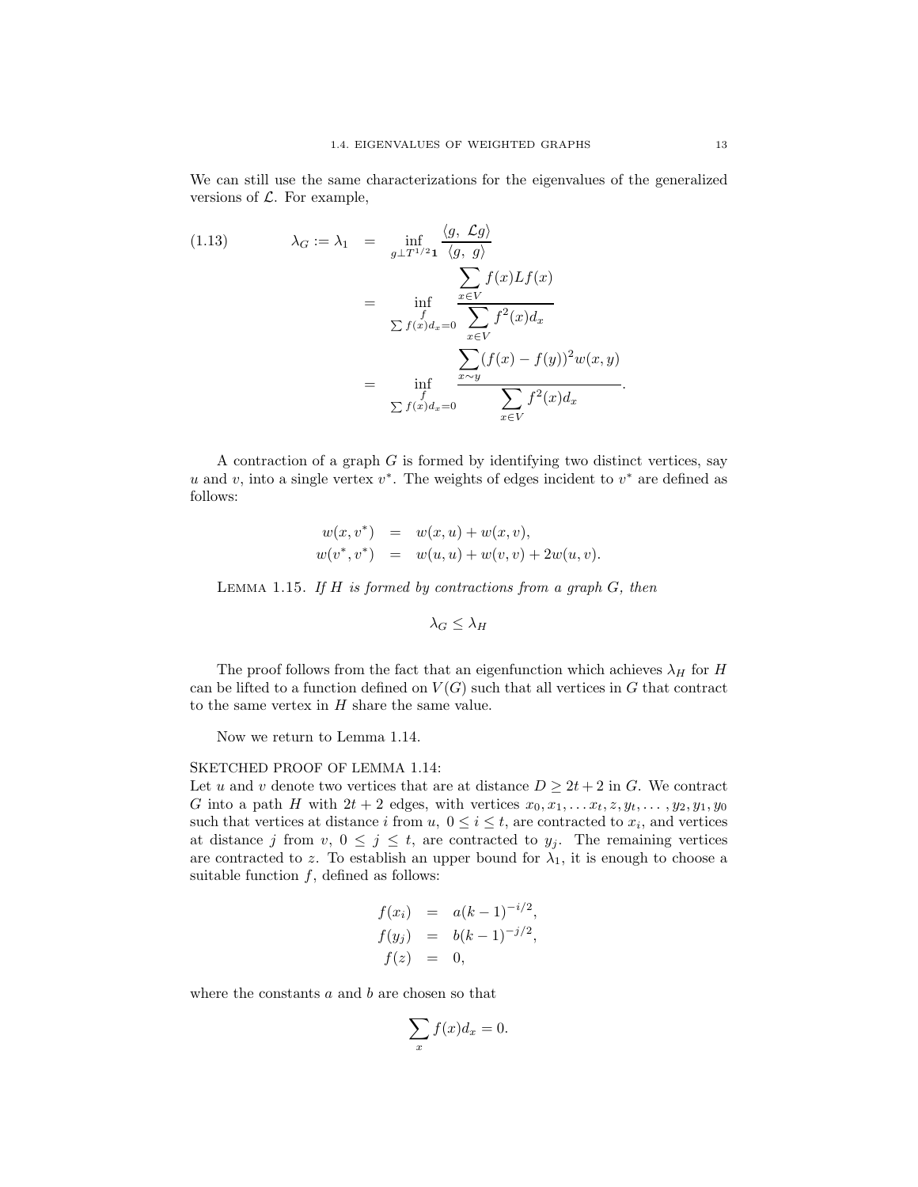We can still use the same characterizations for the eigenvalues of the generalized versions of $\mathcal{L}$. For example,

$$
\begin{aligned}
\lambda_G := \lambda_1 &= \inf_{g \perp T^{1/2}\mathbf{1}} \frac{\langle g,\ \mathcal{L} g\rangle}{\langle g,\ g\rangle} \\
&= \inf_{\substack{f \\ \sum f(x) d_x = 0}} \frac{\sum_{x \in V} f(x) L f(x)}{\sum_{x \in V} f^2(x) d_x} \\
&= \inf_{\substack{f \\ \sum f(x) d_x = 0}} \frac{\sum_{x \sim y} (f(x) - f(y))^2 w(x,y)}{\sum_{x \in V} f^2(x) d_x}.
\end{aligned} \tag{1.13}
$$

A contraction of a graph $G$ is formed by identifying two distinct vertices, say $u$ and $v$, into a single vertex $v^*$. The weights of edges incident to $v^*$ are defined as follows:

$$
\begin{aligned}
w(x, v^*) &= w(x,u) + w(x,v), \\
w(v^*, v^*) &= w(u,u) + w(v,v) + 2w(u,v).
\end{aligned}
$$

LEMMA 1.15. *If $H$ is formed by contractions from a graph $G$, then*

$$
\lambda_G \le \lambda_H
$$

The proof follows from the fact that an eigenfunction which achieves $\lambda_H$ for $H$ can be lifted to a function defined on $V(G)$ such that all vertices in $G$ that contract to the same vertex in $H$ share the same value.

Now we return to Lemma 1.14.

SKETCHED PROOF OF LEMMA 1.14:

Let $u$ and $v$ denote two vertices that are at distance $D \ge 2t+2$ in $G$. We contract $G$ into a path $H$ with $2t+2$ edges, with vertices $x_0, x_1, \ldots x_t, z, y_t, \ldots, y_2, y_1, y_0$ such that vertices at distance $i$ from $u$, $0 \le i \le t$, are contracted to $x_i$, and vertices at distance $j$ from $v$, $0 \le j \le t$, are contracted to $y_j$. The remaining vertices are contracted to $z$. To establish an upper bound for $\lambda_1$, it is enough to choose a suitable function $f$, defined as follows:

$$
\begin{aligned}
f(x_i) &= a(k-1)^{-i/2}, \\
f(y_j) &= b(k-1)^{-j/2}, \\
f(z) &= 0,
\end{aligned}
$$

where the constants $a$ and $b$ are chosen so that

$$
\sum_x f(x) d_x = 0.
$$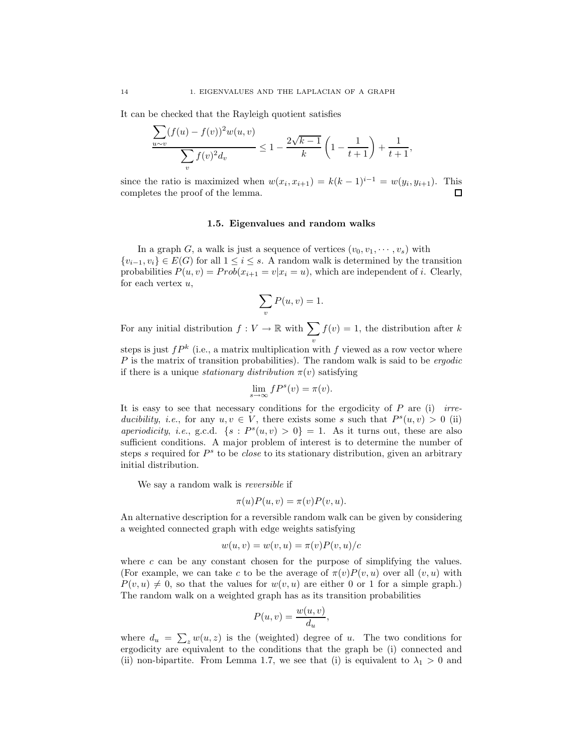It can be checked that the Rayleigh quotient satisfies

$$\frac{\sum_{u\sim v}(f(u)-f(v))^2 w(u,v)}{\sum_v f(v)^2 d_v} \leq 1 - \frac{2\sqrt{k-1}}{k}\left(1-\frac{1}{t+1}\right)+\frac{1}{t+1},$$

since the ratio is maximized when $w(x_i, x_{i+1}) = k(k-1)^{i-1} = w(y_i, y_{i+1})$. This completes the proof of the lemma. □

### 1.5. Eigenvalues and random walks

In a graph $G$, a walk is just a sequence of vertices $(v_0, v_1, \cdots, v_s)$ with $\{v_{i-1}, v_i\} \in E(G)$ for all $1 \leq i \leq s$. A random walk is determined by the transition probabilities $P(u,v) = Prob(x_{i+1} = v | x_i = u)$, which are independent of $i$. Clearly, for each vertex $u$,

$$\sum_v P(u,v) = 1.$$

For any initial distribution $f : V \to \mathbb{R}$ with $\sum_v f(v) = 1$, the distribution after $k$ steps is just $fP^k$ (i.e., a matrix multiplication with $f$ viewed as a row vector where $P$ is the matrix of transition probabilities). The random walk is said to be *ergodic* if there is a unique *stationary distribution* $\pi(v)$ satisfying

$$\lim_{s\to\infty} fP^s(v) = \pi(v).$$

It is easy to see that necessary conditions for the ergodicity of $P$ are (i) *irreducibility, i.e.*, for any $u, v \in V$, there exists some $s$ such that $P^s(u,v) > 0$ (ii) *aperiodicity, i.e.*, g.c.d. $\{s : P^s(u,v) > 0\} = 1$. As it turns out, these are also sufficient conditions. A major problem of interest is to determine the number of steps $s$ required for $P^s$ to be *close* to its stationary distribution, given an arbitrary initial distribution.

We say a random walk is *reversible* if

$$\pi(u)P(u,v) = \pi(v)P(v,u).$$

An alternative description for a reversible random walk can be given by considering a weighted connected graph with edge weights satisfying

$$w(u,v) = w(v,u) = \pi(v)P(v,u)/c$$

where $c$ can be any constant chosen for the purpose of simplifying the values. (For example, we can take $c$ to be the average of $\pi(v)P(v,u)$ over all $(v,u)$ with $P(v,u) \neq 0$, so that the values for $w(v,u)$ are either 0 or 1 for a simple graph.) The random walk on a weighted graph has as its transition probabilities

$$P(u,v) = \frac{w(u,v)}{d_u},$$

where $d_u = \sum_z w(u,z)$ is the (weighted) degree of $u$. The two conditions for ergodicity are equivalent to the conditions that the graph be (i) connected and (ii) non-bipartite. From Lemma 1.7, we see that (i) is equivalent to $\lambda_1 > 0$ and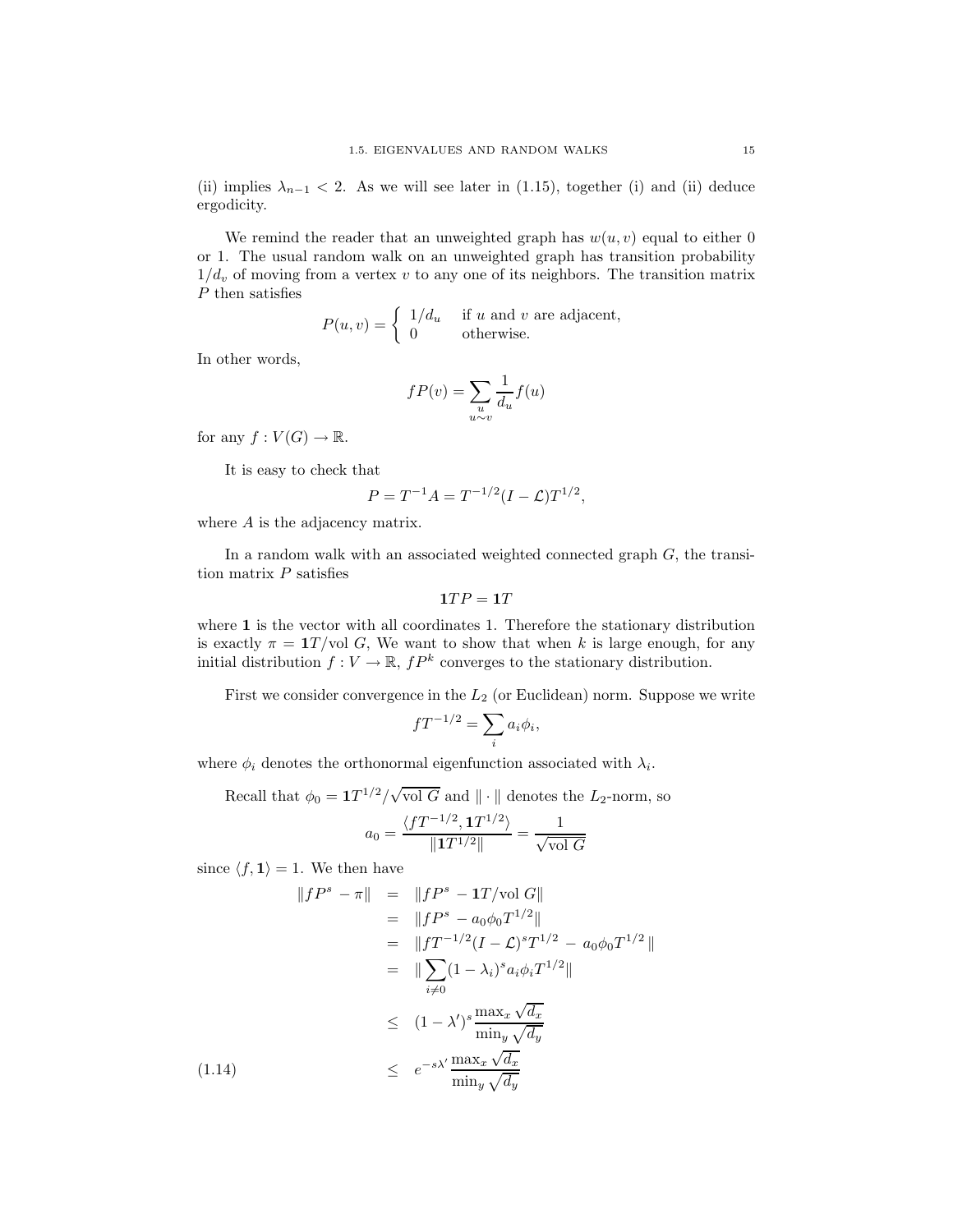(ii) implies $\lambda_{n-1} < 2$. As we will see later in (1.15), together (i) and (ii) deduce ergodicity.

We remind the reader that an unweighted graph has $w(u, v)$ equal to either 0 or 1. The usual random walk on an unweighted graph has transition probability $1/d_v$ of moving from a vertex $v$ to any one of its neighbors. The transition matrix $P$ then satisfies

$$P(u, v) = \begin{cases} 1/d_u & \text{if } u \text{ and } v \text{ are adjacent,} \\ 0 & \text{otherwise.} \end{cases}$$

In other words,

$$fP(v) = \sum_{\substack{u \\ u \sim v}} \frac{1}{d_u} f(u)$$

for any $f : V(G) \to \mathbb{R}$.

It is easy to check that

$$P = T^{-1}A = T^{-1/2}(I - \mathcal{L})T^{1/2},$$

where $A$ is the adjacency matrix.

In a random walk with an associated weighted connected graph $G$, the transition matrix $P$ satisfies

$$\mathbf{1}TP = \mathbf{1}T$$

where $\mathbf{1}$ is the vector with all coordinates 1. Therefore the stationary distribution is exactly $\pi = \mathbf{1}T/\text{vol } G$, We want to show that when $k$ is large enough, for any initial distribution $f : V \to \mathbb{R}$, $fP^k$ converges to the stationary distribution.

First we consider convergence in the $L_2$ (or Euclidean) norm. Suppose we write

$$fT^{-1/2} = \sum_i a_i \phi_i,$$

where $\phi_i$ denotes the orthonormal eigenfunction associated with $\lambda_i$.

Recall that $\phi_0 = \mathbf{1}T^{1/2}/\sqrt{\text{vol } G}$ and $\| \cdot \|$ denotes the $L_2$-norm, so

$$a_0 = \frac{\langle fT^{-1/2}, \mathbf{1}T^{1/2} \rangle}{\| \mathbf{1}T^{1/2} \|} = \frac{1}{\sqrt{\text{vol } G}}$$

since $\langle f, \mathbf{1} \rangle = 1$. We then have

$$\begin{aligned}
\| fP^s - \pi \| &= \| fP^s - \mathbf{1}T/\text{vol } G \| \\
&= \| fP^s - a_0 \phi_0 T^{1/2} \| \\
&= \| fT^{-1/2}(I - \mathcal{L})^s T^{1/2} - a_0 \phi_0 T^{1/2} \| \\
&= \| \sum_{i \neq 0} (1 - \lambda_i)^s a_i \phi_i T^{1/2} \| \\
&\leq (1 - \lambda')^s \frac{\max_x \sqrt{d_x}}{\min_y \sqrt{d_y}} \\
&\leq e^{-s\lambda'} \frac{\max_x \sqrt{d_x}}{\min_y \sqrt{d_y}} \qquad (1.14)
\end{aligned}$$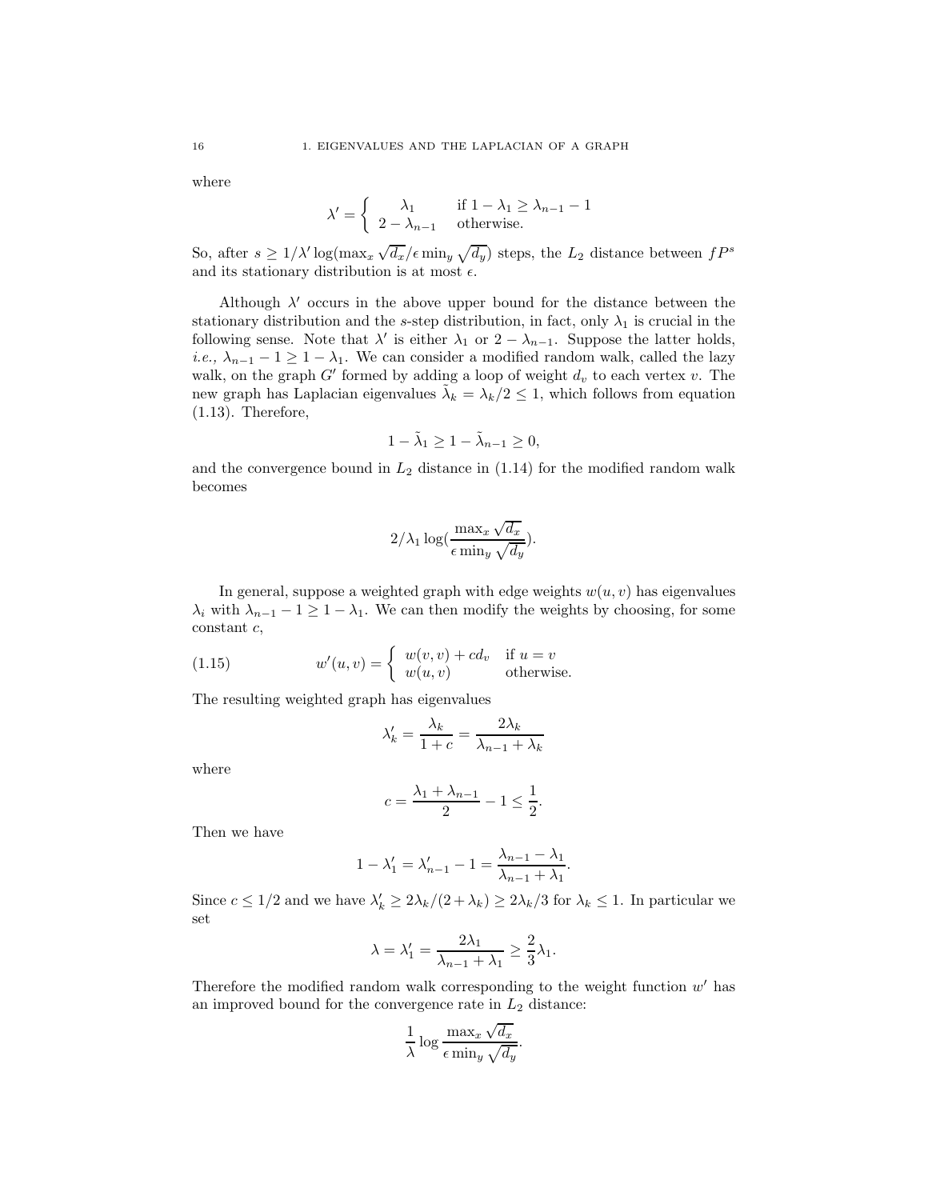where

$$\lambda' = \begin{cases} \lambda_1 & \text{if } 1-\lambda_1 \geq \lambda_{n-1} - 1 \\ 2-\lambda_{n-1} & \text{otherwise.} \end{cases}$$

So, after $s \geq 1/\lambda' \log(\max_x \sqrt{d_x}/\epsilon \min_y \sqrt{d_y})$ steps, the $L_2$ distance between $fP^s$ and its stationary distribution is at most $\epsilon$.

Although $\lambda'$ occurs in the above upper bound for the distance between the stationary distribution and the $s$-step distribution, in fact, only $\lambda_1$ is crucial in the following sense. Note that $\lambda'$ is either $\lambda_1$ or $2-\lambda_{n-1}$. Suppose the latter holds, *i.e.,* $\lambda_{n-1} - 1 \geq 1 - \lambda_1$. We can consider a modified random walk, called the lazy walk, on the graph $G'$ formed by adding a loop of weight $d_v$ to each vertex $v$. The new graph has Laplacian eigenvalues $\tilde{\lambda}_k = \lambda_k/2 \leq 1$, which follows from equation (1.13). Therefore,

$$1 - \tilde{\lambda}_1 \geq 1 - \tilde{\lambda}_{n-1} \geq 0,$$

and the convergence bound in $L_2$ distance in (1.14) for the modified random walk becomes

$$2/\lambda_1 \log(\frac{\max_x \sqrt{d_x}}{\epsilon \min_y \sqrt{d_y}}).$$

In general, suppose a weighted graph with edge weights $w(u,v)$ has eigenvalues $\lambda_i$ with $\lambda_{n-1} - 1 \geq 1 - \lambda_1$. We can then modify the weights by choosing, for some constant $c$,

$$w'(u,v) = \begin{cases} w(v,v) + cd_v & \text{if } u = v \\ w(u,v) & \text{otherwise.} \end{cases} \tag{1.15}$$

The resulting weighted graph has eigenvalues

$$\lambda'_k = \frac{\lambda_k}{1+c} = \frac{2\lambda_k}{\lambda_{n-1} + \lambda_k}$$

where

$$c = \frac{\lambda_1 + \lambda_{n-1}}{2} - 1 \leq \frac{1}{2}.$$

Then we have

$$1 - \lambda'_1 = \lambda'_{n-1} - 1 = \frac{\lambda_{n-1} - \lambda_1}{\lambda_{n-1} + \lambda_1}.$$

Since $c \leq 1/2$ and we have $\lambda'_k \geq 2\lambda_k/(2+\lambda_k) \geq 2\lambda_k/3$ for $\lambda_k \leq 1$. In particular we set

$$\lambda = \lambda'_1 = \frac{2\lambda_1}{\lambda_{n-1} + \lambda_1} \geq \frac{2}{3}\lambda_1.$$

Therefore the modified random walk corresponding to the weight function $w'$ has an improved bound for the convergence rate in $L_2$ distance:

$$\frac{1}{\lambda} \log \frac{\max_x \sqrt{d_x}}{\epsilon \min_y \sqrt{d_y}}.$$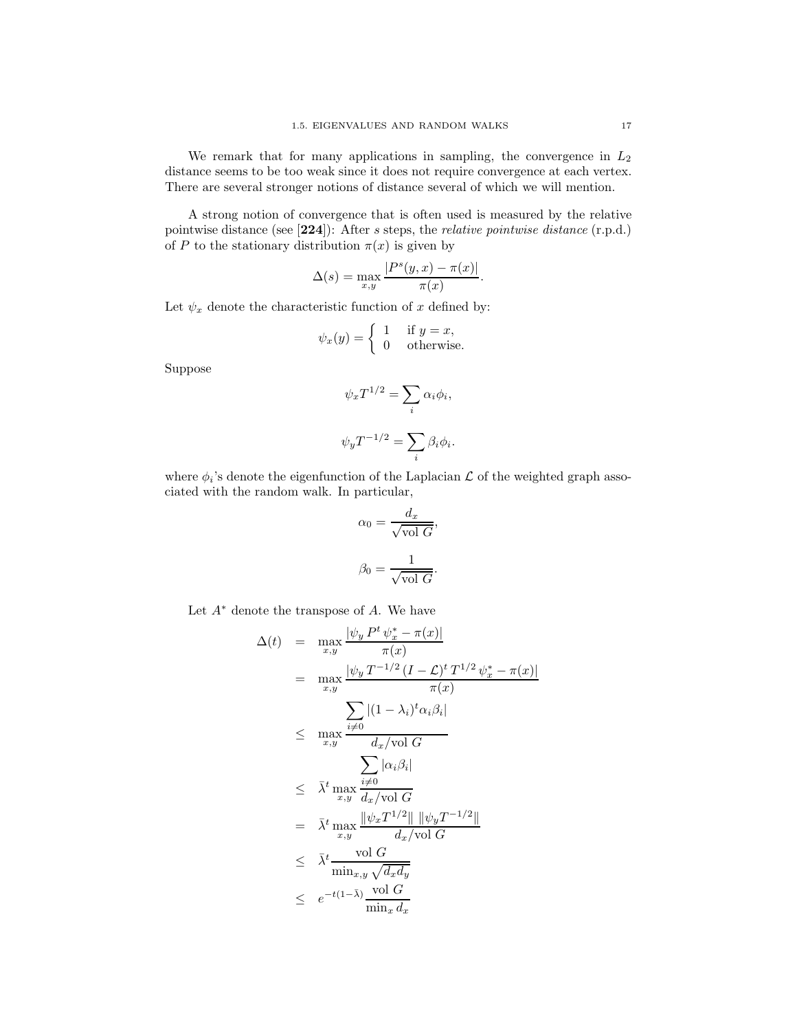We remark that for many applications in sampling, the convergence in $L_2$ distance seems to be too weak since it does not require convergence at each vertex. There are several stronger notions of distance several of which we will mention.

A strong notion of convergence that is often used is measured by the relative pointwise distance (see [**224**]): After $s$ steps, the *relative pointwise distance* (r.p.d.) of $P$ to the stationary distribution $\pi(x)$ is given by

$$\Delta(s) = \max_{x,y} \frac{|P^s(y,x) - \pi(x)|}{\pi(x)}.$$

Let $\psi_x$ denote the characteristic function of $x$ defined by:

$$\psi_x(y) = \begin{cases} 1 & \text{if } y = x, \\ 0 & \text{otherwise.} \end{cases}$$

Suppose

$$\psi_x T^{1/2} = \sum_i \alpha_i \phi_i,$$

$$\psi_y T^{-1/2} = \sum_i \beta_i \phi_i.$$

where $\phi_i$'s denote the eigenfunction of the Laplacian $\mathcal{L}$ of the weighted graph associated with the random walk. In particular,

$$\alpha_0 = \frac{d_x}{\sqrt{\text{vol } G}},$$

$$\beta_0 = \frac{1}{\sqrt{\text{vol } G}}.$$

Let $A^*$ denote the transpose of $A$. We have

$$\begin{aligned}
\Delta(t) &= \max_{x,y} \frac{|\psi_y \, P^t \, \psi_x^* - \pi(x)|}{\pi(x)} \\
&= \max_{x,y} \frac{|\psi_y \, T^{-1/2} \, (I - \mathcal{L})^t \, T^{1/2} \, \psi_x^* - \pi(x)|}{\pi(x)} \\
&\leq \max_{x,y} \frac{\displaystyle\sum_{i \neq 0} |(1-\lambda_i)^t \alpha_i \beta_i|}{d_x / \text{vol } G} \\
&\leq \bar{\lambda}^t \max_{x,y} \frac{\displaystyle\sum_{i \neq 0} |\alpha_i \beta_i|}{d_x / \text{vol } G} \\
&= \bar{\lambda}^t \max_{x,y} \frac{\|\psi_x T^{1/2}\| \; \|\psi_y T^{-1/2}\|}{d_x / \text{vol } G} \\
&\leq \bar{\lambda}^t \frac{\text{vol } G}{\min_{x,y} \sqrt{d_x d_y}} \\
&\leq e^{-t(1-\bar{\lambda})} \frac{\text{vol } G}{\min_x d_x}
\end{aligned}$$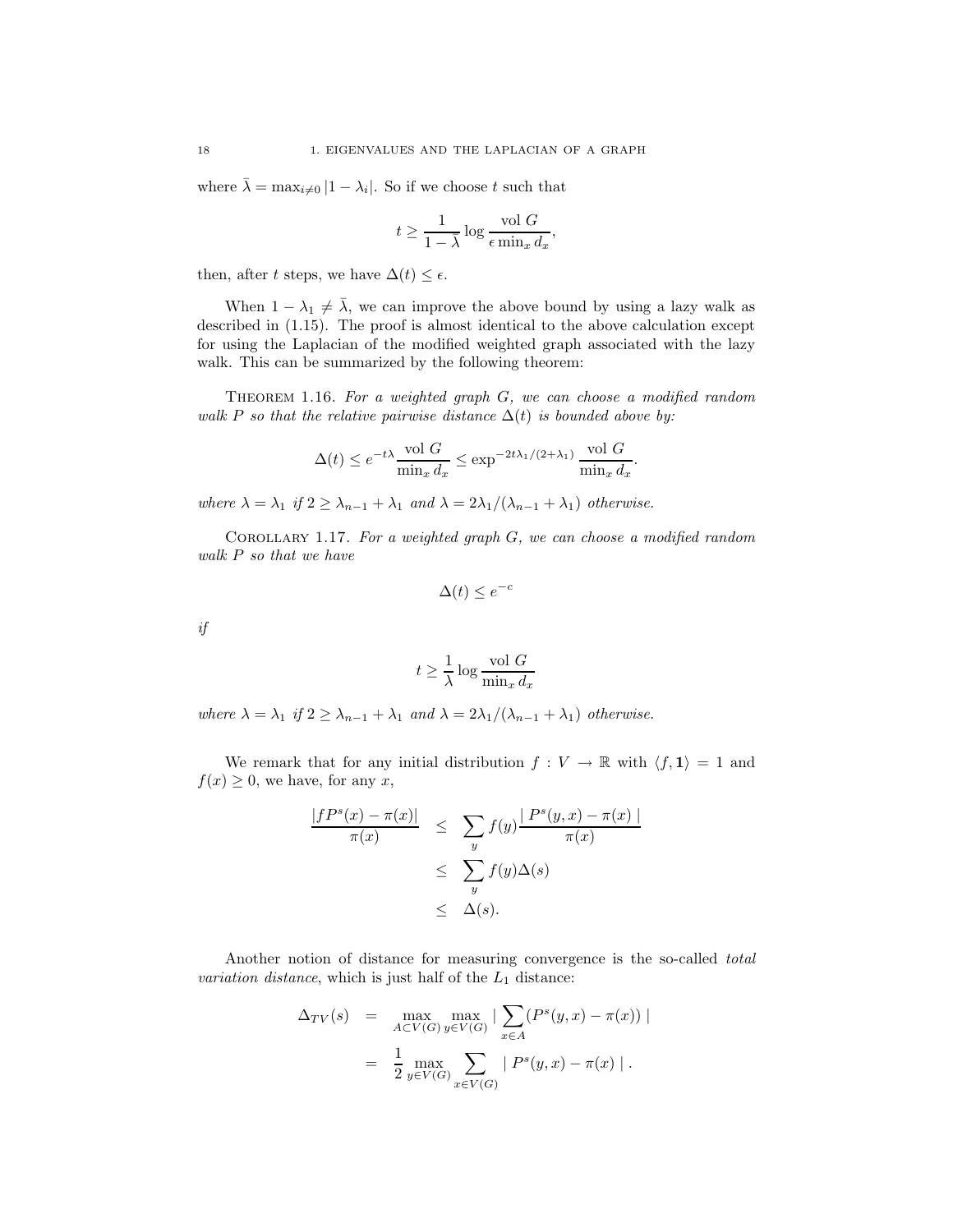where $\bar{\lambda} = \max_{i \neq 0} |1 - \lambda_i|$. So if we choose $t$ such that

$$t \geq \frac{1}{1 - \bar{\lambda}} \log \frac{\text{vol } G}{\epsilon \min_x d_x},$$

then, after $t$ steps, we have $\Delta(t) \leq \epsilon$.

When $1 - \lambda_1 \neq \bar{\lambda}$, we can improve the above bound by using a lazy walk as described in (1.15). The proof is almost identical to the above calculation except for using the Laplacian of the modified weighted graph associated with the lazy walk. This can be summarized by the following theorem:

THEOREM 1.16. *For a weighted graph $G$, we can choose a modified random walk $P$ so that the relative pairwise distance $\Delta(t)$ is bounded above by:*

$$\Delta(t) \leq e^{-t\lambda} \frac{\text{vol } G}{\min_x d_x} \leq \exp^{-2t\lambda_1/(2+\lambda_1)} \frac{\text{vol } G}{\min_x d_x}.$$

*where $\lambda = \lambda_1$ if $2 \geq \lambda_{n-1} + \lambda_1$ and $\lambda = 2\lambda_1/(\lambda_{n-1} + \lambda_1)$ otherwise.*

COROLLARY 1.17. *For a weighted graph $G$, we can choose a modified random walk $P$ so that we have*

$$\Delta(t) \leq e^{-c}$$

*if*

$$t \geq \frac{1}{\lambda} \log \frac{\text{vol } G}{\min_x d_x}$$

*where $\lambda = \lambda_1$ if $2 \geq \lambda_{n-1} + \lambda_1$ and $\lambda = 2\lambda_1/(\lambda_{n-1} + \lambda_1)$ otherwise.*

We remark that for any initial distribution $f : V \to \mathbb{R}$ with $\langle f, \mathbf{1} \rangle = 1$ and $f(x) \geq 0$, we have, for any $x$,

$$\begin{aligned}
\frac{|fP^s(x) - \pi(x)|}{\pi(x)} &\leq \sum_y f(y) \frac{|P^s(y,x) - \pi(x)|}{\pi(x)} \\
&\leq \sum_y f(y) \Delta(s) \\
&\leq \Delta(s).
\end{aligned}$$

Another notion of distance for measuring convergence is the so-called *total variation distance*, which is just half of the $L_1$ distance:

$$\begin{aligned}
\Delta_{TV}(s) &= \max_{A \subset V(G)} \max_{y \in V(G)} \left| \sum_{x \in A} (P^s(y,x) - \pi(x)) \right| \\
&= \frac{1}{2} \max_{y \in V(G)} \sum_{x \in V(G)} |P^s(y,x) - \pi(x)|.
\end{aligned}$$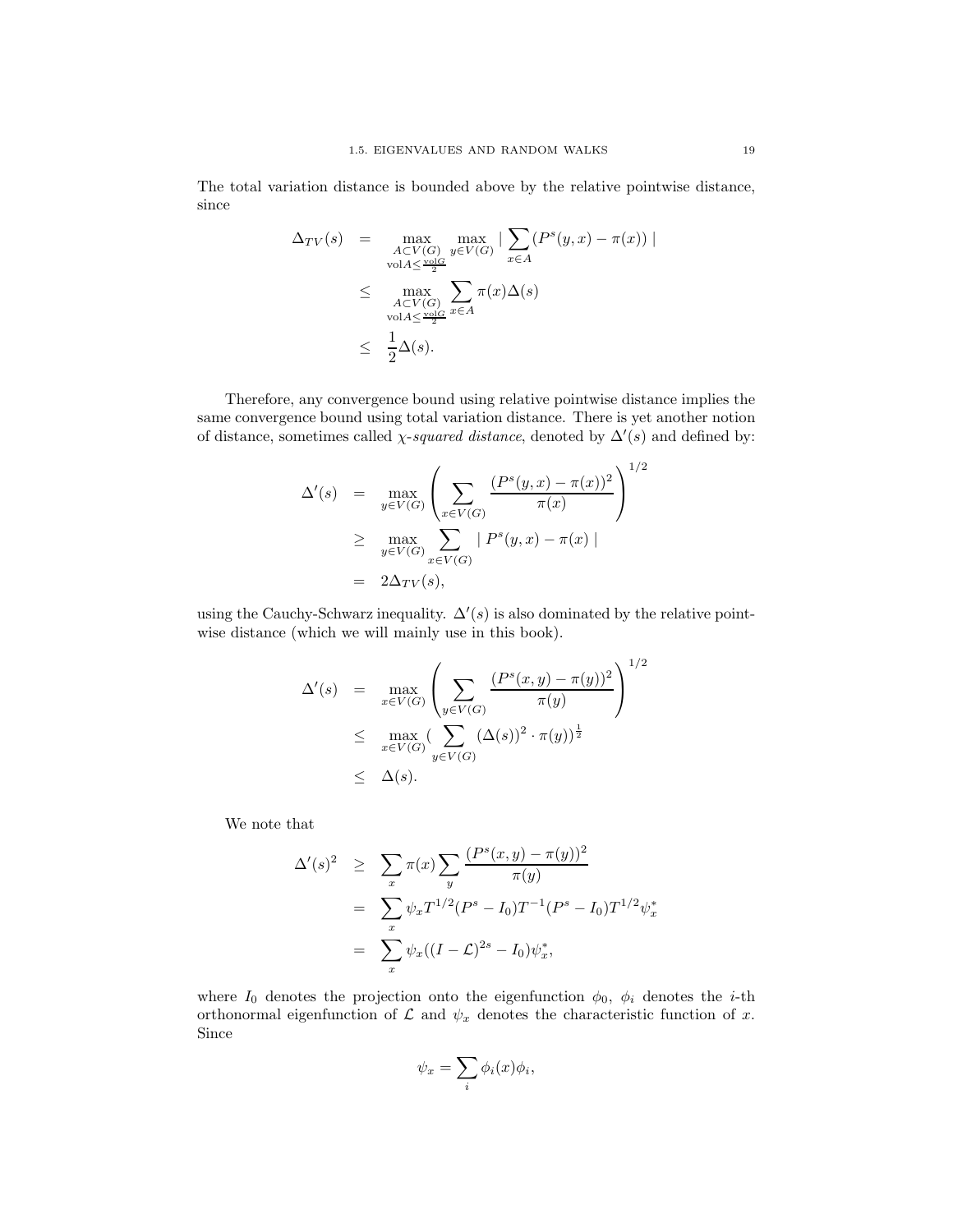The total variation distance is bounded above by the relative pointwise distance, since

$$
\begin{aligned}
\Delta_{TV}(s) &= \max_{\substack{A \subset V(G) \\ \text{vol} A \le \frac{\text{vol} G}{2}}} \max_{y \in V(G)} \Big| \sum_{x \in A} (P^s(y,x) - \pi(x)) \Big| \\
&\le \max_{\substack{A \subset V(G) \\ \text{vol} A \le \frac{\text{vol} G}{2}}} \sum_{x \in A} \pi(x) \Delta(s) \\
&\le \frac{1}{2} \Delta(s).
\end{aligned}
$$

Therefore, any convergence bound using relative pointwise distance implies the same convergence bound using total variation distance. There is yet another notion of distance, sometimes called *$\chi$-squared distance*, denoted by $\Delta'(s)$ and defined by:

$$
\begin{aligned}
\Delta'(s) &= \max_{y \in V(G)} \left( \sum_{x \in V(G)} \frac{(P^s(y,x) - \pi(x))^2}{\pi(x)} \right)^{1/2} \\
&\ge \max_{y \in V(G)} \sum_{x \in V(G)} | P^s(y,x) - \pi(x) | \\
&= 2\Delta_{TV}(s),
\end{aligned}
$$

using the Cauchy-Schwarz inequality. $\Delta'(s)$ is also dominated by the relative pointwise distance (which we will mainly use in this book).

$$
\begin{aligned}
\Delta'(s) &= \max_{x \in V(G)} \left( \sum_{y \in V(G)} \frac{(P^s(x,y) - \pi(y))^2}{\pi(y)} \right)^{1/2} \\
&\le \max_{x \in V(G)} \Big( \sum_{y \in V(G)} (\Delta(s))^2 \cdot \pi(y) \Big)^{\frac{1}{2}} \\
&\le \Delta(s).
\end{aligned}
$$

We note that

$$
\begin{aligned}
\Delta'(s)^2 &\ge \sum_x \pi(x) \sum_y \frac{(P^s(x,y) - \pi(y))^2}{\pi(y)} \\
&= \sum_x \psi_x T^{1/2} (P^s - I_0) T^{-1} (P^s - I_0) T^{1/2} \psi_x^* \\
&= \sum_x \psi_x ((I - \mathcal{L})^{2s} - I_0) \psi_x^*,
\end{aligned}
$$

where $I_0$ denotes the projection onto the eigenfunction $\phi_0$, $\phi_i$ denotes the $i$-th orthonormal eigenfunction of $\mathcal{L}$ and $\psi_x$ denotes the characteristic function of $x$. Since

$$
\psi_x = \sum_i \phi_i(x) \phi_i,
$$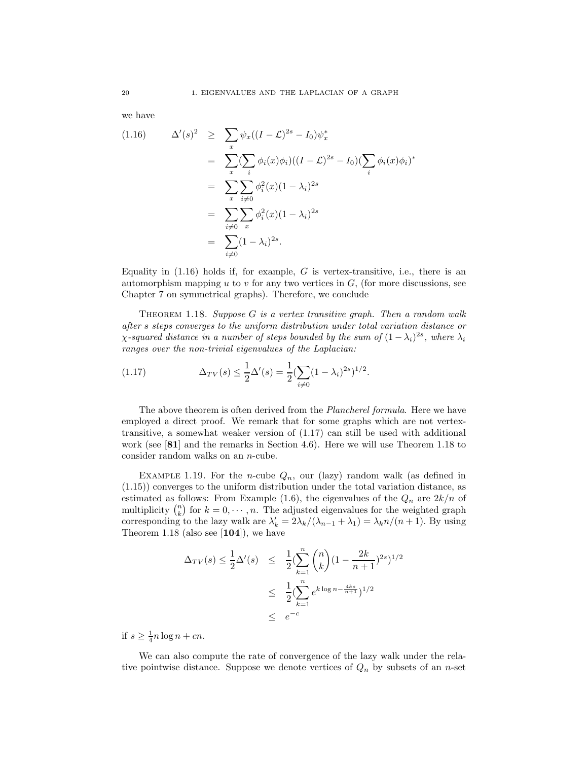we have

$$
\begin{aligned}
(1.16) \qquad \Delta'(s)^2 &\geq \sum_x \psi_x((I-\mathcal{L})^{2s} - I_0)\psi_x^* \\
&= \sum_x (\sum_i \phi_i(x)\phi_i)((I-\mathcal{L})^{2s} - I_0)(\sum_i \phi_i(x)\phi_i)^* \\
&= \sum_x \sum_{i\neq 0} \phi_i^2(x)(1-\lambda_i)^{2s} \\
&= \sum_{i\neq 0} \sum_x \phi_i^2(x)(1-\lambda_i)^{2s} \\
&= \sum_{i\neq 0} (1-\lambda_i)^{2s}.
\end{aligned}
$$

Equality in (1.16) holds if, for example, $G$ is vertex-transitive, i.e., there is an automorphism mapping $u$ to $v$ for any two vertices in $G$, (for more discussions, see Chapter 7 on symmetrical graphs). Therefore, we conclude

THEOREM 1.18. *Suppose $G$ is a vertex transitive graph. Then a random walk after $s$ steps converges to the uniform distribution under total variation distance or $\chi$-squared distance in a number of steps bounded by the sum of $(1-\lambda_i)^{2s}$, where $\lambda_i$ ranges over the non-trivial eigenvalues of the Laplacian:*

$$
(1.17) \qquad \Delta_{TV}(s) \leq \frac{1}{2}\Delta'(s) = \frac{1}{2}(\sum_{i\neq 0}(1-\lambda_i)^{2s})^{1/2}.
$$

The above theorem is often derived from the *Plancherel formula*. Here we have employed a direct proof. We remark that for some graphs which are not vertex-transitive, a somewhat weaker version of (1.17) can still be used with additional work (see [**81**] and the remarks in Section 4.6). Here we will use Theorem 1.18 to consider random walks on an $n$-cube.

EXAMPLE 1.19. For the $n$-cube $Q_n$, our (lazy) random walk (as defined in (1.15)) converges to the uniform distribution under the total variation distance, as estimated as follows: From Example (1.6), the eigenvalues of the $Q_n$ are $2k/n$ of multiplicity $\binom{n}{k}$ for $k = 0, \cdots, n$. The adjusted eigenvalues for the weighted graph corresponding to the lazy walk are $\lambda'_k = 2\lambda_k/(\lambda_{n-1} + \lambda_1) = \lambda_k n/(n+1)$. By using Theorem 1.18 (also see [**104**]), we have

$$
\begin{aligned}
\Delta_{TV}(s) \leq \frac{1}{2}\Delta'(s) &\leq \frac{1}{2}(\sum_{k=1}^{n}\binom{n}{k}(1-\frac{2k}{n+1})^{2s})^{1/2} \\
&\leq \frac{1}{2}(\sum_{k=1}^{n} e^{k\log n - \frac{4ks}{n+1}})^{1/2} \\
&\leq e^{-c}
\end{aligned}
$$

if $s \geq \frac{1}{4}n\log n + cn$.

We can also compute the rate of convergence of the lazy walk under the relative pointwise distance. Suppose we denote vertices of $Q_n$ by subsets of an $n$-set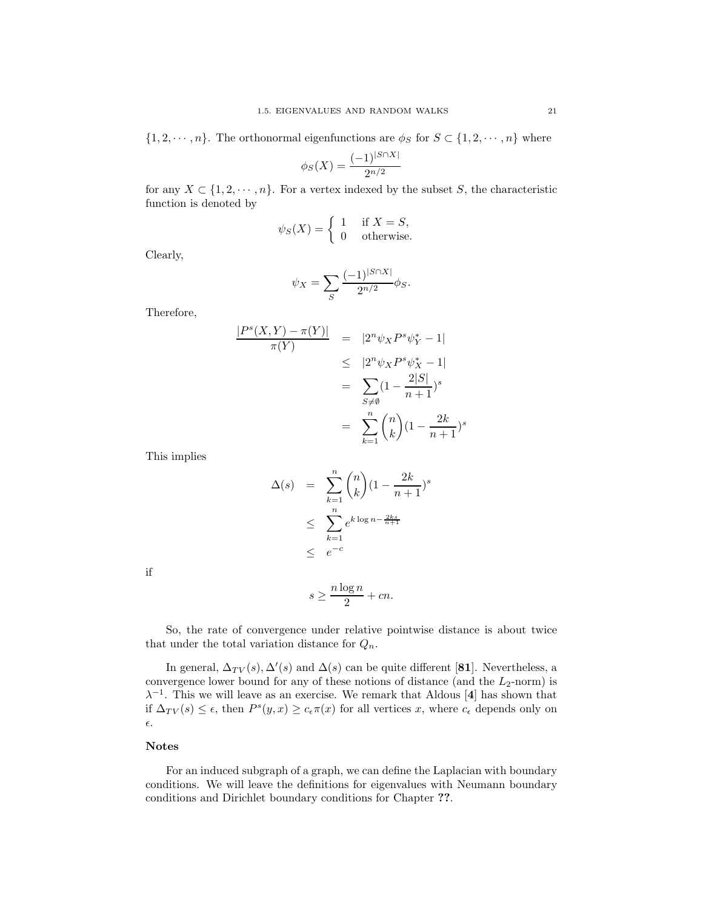$\{1, 2, \cdots, n\}$. The orthonormal eigenfunctions are $\phi_S$ for $S \subset \{1, 2, \cdots, n\}$ where

$$\phi_S(X) = \frac{(-1)^{|S \cap X|}}{2^{n/2}}$$

for any $X \subset \{1, 2, \cdots, n\}$. For a vertex indexed by the subset $S$, the characteristic function is denoted by

$$\psi_S(X) = \begin{cases} 1 & \text{if } X = S, \\ 0 & \text{otherwise.} \end{cases}$$

Clearly,

$$\psi_X = \sum_S \frac{(-1)^{|S \cap X|}}{2^{n/2}} \phi_S.$$

Therefore,

$$\begin{aligned}
\frac{|P^s(X,Y) - \pi(Y)|}{\pi(Y)} &= |2^n \psi_X P^s \psi_Y^* - 1| \\
&\leq |2^n \psi_X P^s \psi_X^* - 1| \\
&= \sum_{S \neq \emptyset} (1 - \frac{2|S|}{n+1})^s \\
&= \sum_{k=1}^{n} \binom{n}{k} (1 - \frac{2k}{n+1})^s
\end{aligned}$$

This implies

$$\begin{aligned}
\Delta(s) &= \sum_{k=1}^{n} \binom{n}{k} (1 - \frac{2k}{n+1})^s \\
&\leq \sum_{k=1}^{n} e^{k \log n - \frac{2ks}{n+1}} \\
&\leq e^{-c}
\end{aligned}$$

if

$$s \geq \frac{n \log n}{2} + cn.$$

So, the rate of convergence under relative pointwise distance is about twice that under the total variation distance for $Q_n$.

In general, $\Delta_{TV}(s), \Delta'(s)$ and $\Delta(s)$ can be quite different [**81**]. Nevertheless, a convergence lower bound for any of these notions of distance (and the $L_2$-norm) is $\lambda^{-1}$. This we will leave as an exercise. We remark that Aldous [**4**] has shown that if $\Delta_{TV}(s) \leq \epsilon$, then $P^s(y,x) \geq c_\epsilon \pi(x)$ for all vertices $x$, where $c_\epsilon$ depends only on $\epsilon$.

## Notes

For an induced subgraph of a graph, we can define the Laplacian with boundary conditions. We will leave the definitions for eigenvalues with Neumann boundary conditions and Dirichlet boundary conditions for Chapter **??**.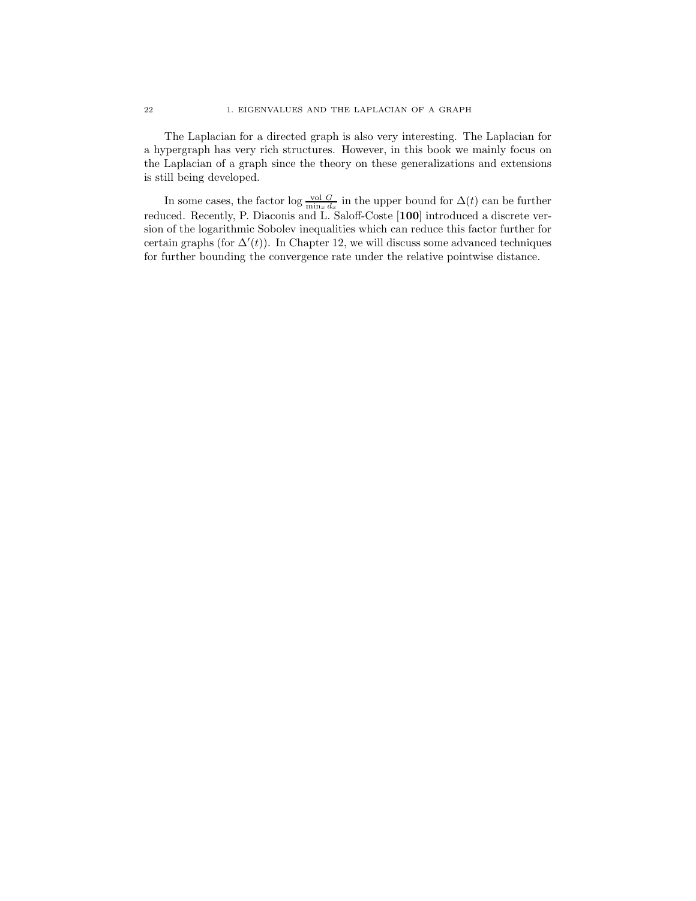The Laplacian for a directed graph is also very interesting. The Laplacian for a hypergraph has very rich structures. However, in this book we mainly focus on the Laplacian of a graph since the theory on these generalizations and extensions is still being developed.

In some cases, the factor $\log \frac{\text{vol } G}{\min_x d_x}$ in the upper bound for $\Delta(t)$ can be further reduced. Recently, P. Diaconis and L. Saloff-Coste [**100**] introduced a discrete version of the logarithmic Sobolev inequalities which can reduce this factor further for certain graphs (for $\Delta'(t)$). In Chapter 12, we will discuss some advanced techniques for further bounding the convergence rate under the relative pointwise distance.